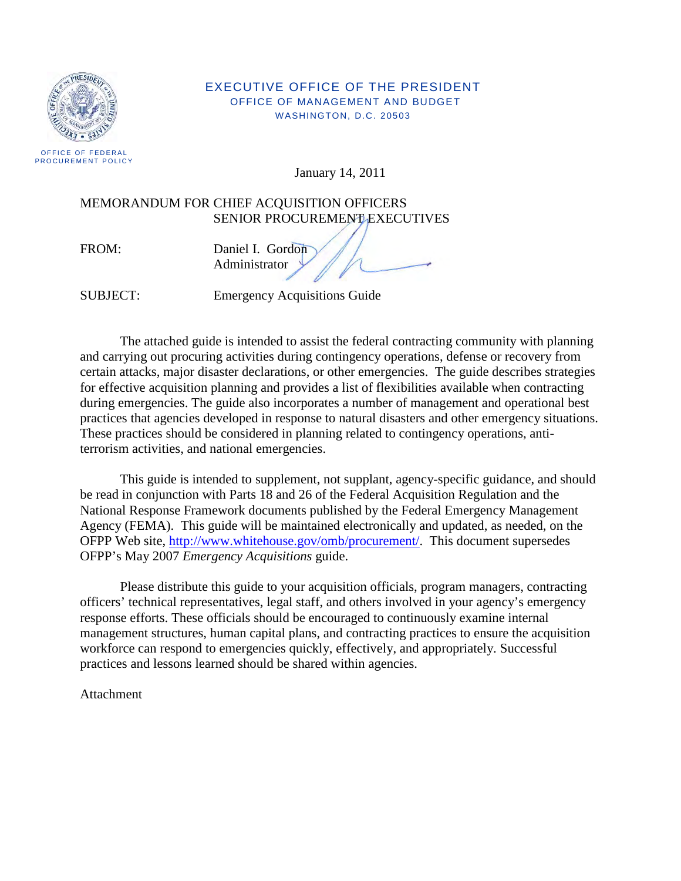OFFICE OF FEDERAL PROCUREMENT POLICY

EXECUTIVE OFFICE OF THE PRESIDENT
OFFICE OF MANAGEMENT AND BUDGET
WASHINGTON, D.C. 20503

January 14, 2011

MEMORANDUM FOR CHIEF ACQUISITION OFFICERS
SENIOR PROCUREMENT EXECUTIVES

FROM: Daniel I. Gordon
Administrator

SUBJECT: Emergency Acquisitions Guide

The attached guide is intended to assist the federal contracting community with planning and carrying out procuring activities during contingency operations, defense or recovery from certain attacks, major disaster declarations, or other emergencies. The guide describes strategies for effective acquisition planning and provides a list of flexibilities available when contracting during emergencies. The guide also incorporates a number of management and operational best practices that agencies developed in response to natural disasters and other emergency situations. These practices should be considered in planning related to contingency operations, anti-terrorism activities, and national emergencies.

This guide is intended to supplement, not supplant, agency-specific guidance, and should be read in conjunction with Parts 18 and 26 of the Federal Acquisition Regulation and the National Response Framework documents published by the Federal Emergency Management Agency (FEMA). This guide will be maintained electronically and updated, as needed, on the OFPP Web site, http://www.whitehouse.gov/omb/procurement/. This document supersedes OFPP's May 2007 *Emergency Acquisitions* guide.

Please distribute this guide to your acquisition officials, program managers, contracting officers' technical representatives, legal staff, and others involved in your agency's emergency response efforts. These officials should be encouraged to continuously examine internal management structures, human capital plans, and contracting practices to ensure the acquisition workforce can respond to emergencies quickly, effectively, and appropriately. Successful practices and lessons learned should be shared within agencies.

Attachment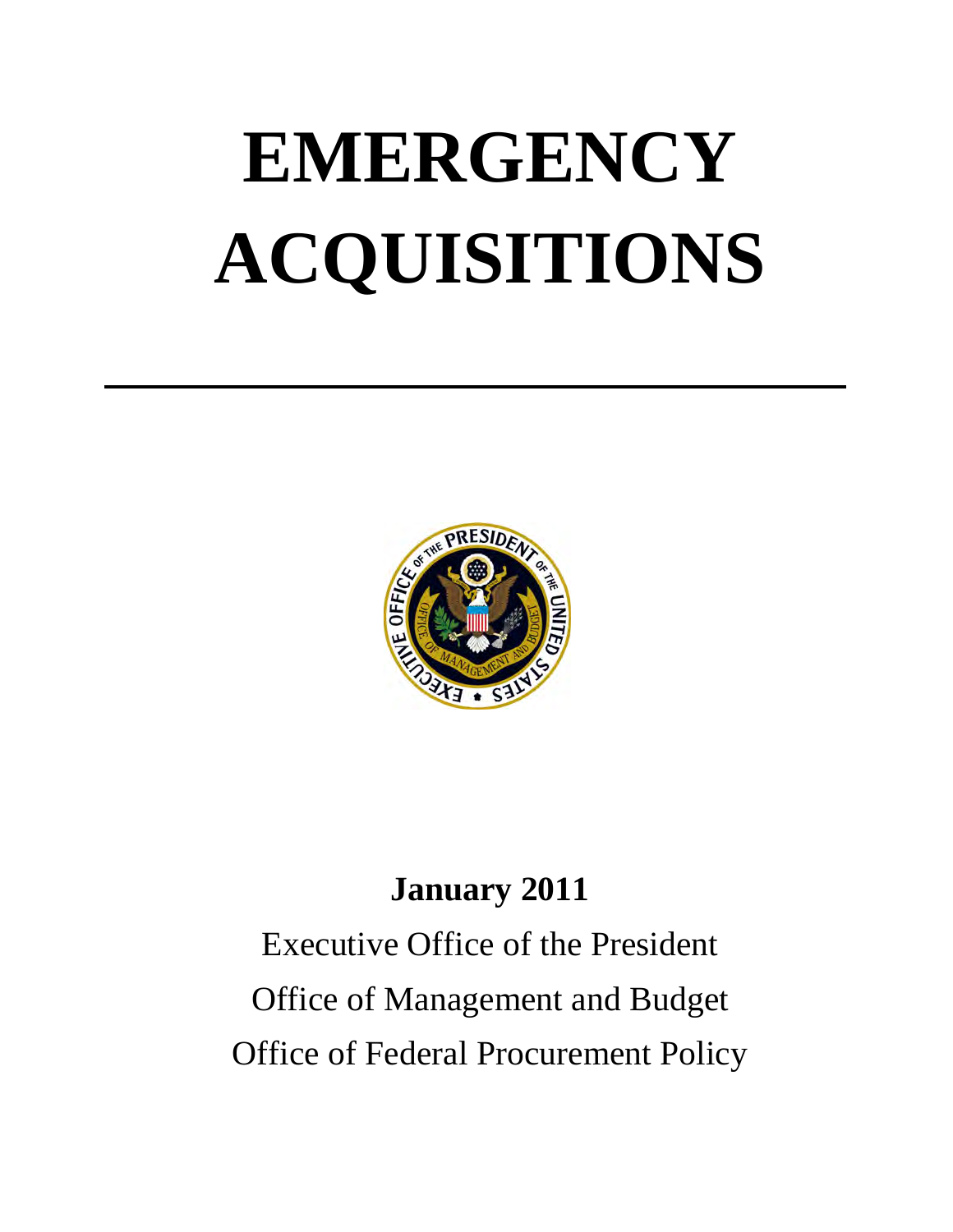# EMERGENCY ACQUISITIONS

**January 2011**

Executive Office of the President

Office of Management and Budget

Office of Federal Procurement Policy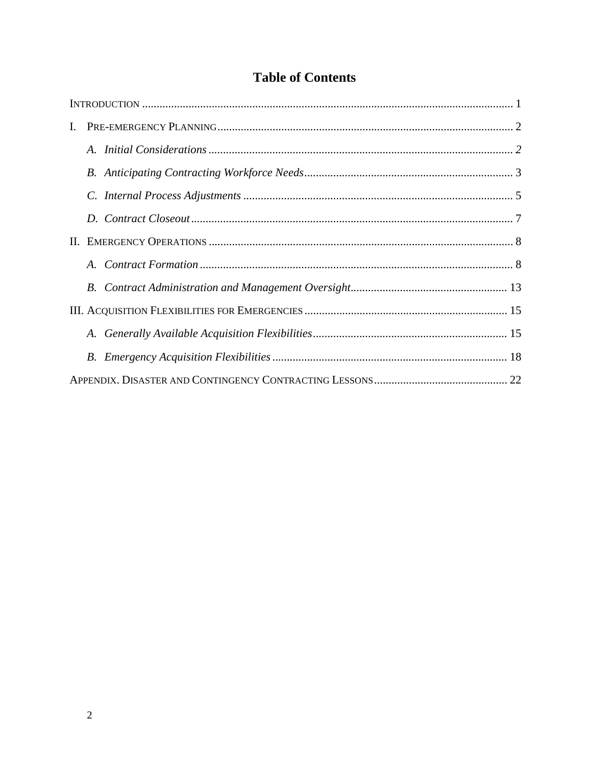# Table of Contents

INTRODUCTION ..................................................... 1

I. PRE-EMERGENCY PLANNING ..................................................... 2

- *A. Initial Considerations* ..................................................... *2*
- *B. Anticipating Contracting Workforce Needs* ..................................................... 3
- *C. Internal Process Adjustments* ..................................................... 5
- *D. Contract Closeout* ..................................................... 7

II. EMERGENCY OPERATIONS ..................................................... 8

- *A. Contract Formation* ..................................................... 8
- *B. Contract Administration and Management Oversight* ..................................................... 13

III. ACQUISITION FLEXIBILITIES FOR EMERGENCIES ..................................................... 15

- *A. Generally Available Acquisition Flexibilities* ..................................................... 15
- *B. Emergency Acquisition Flexibilities* ..................................................... 18

APPENDIX. DISASTER AND CONTINGENCY CONTRACTING LESSONS ..................................................... 22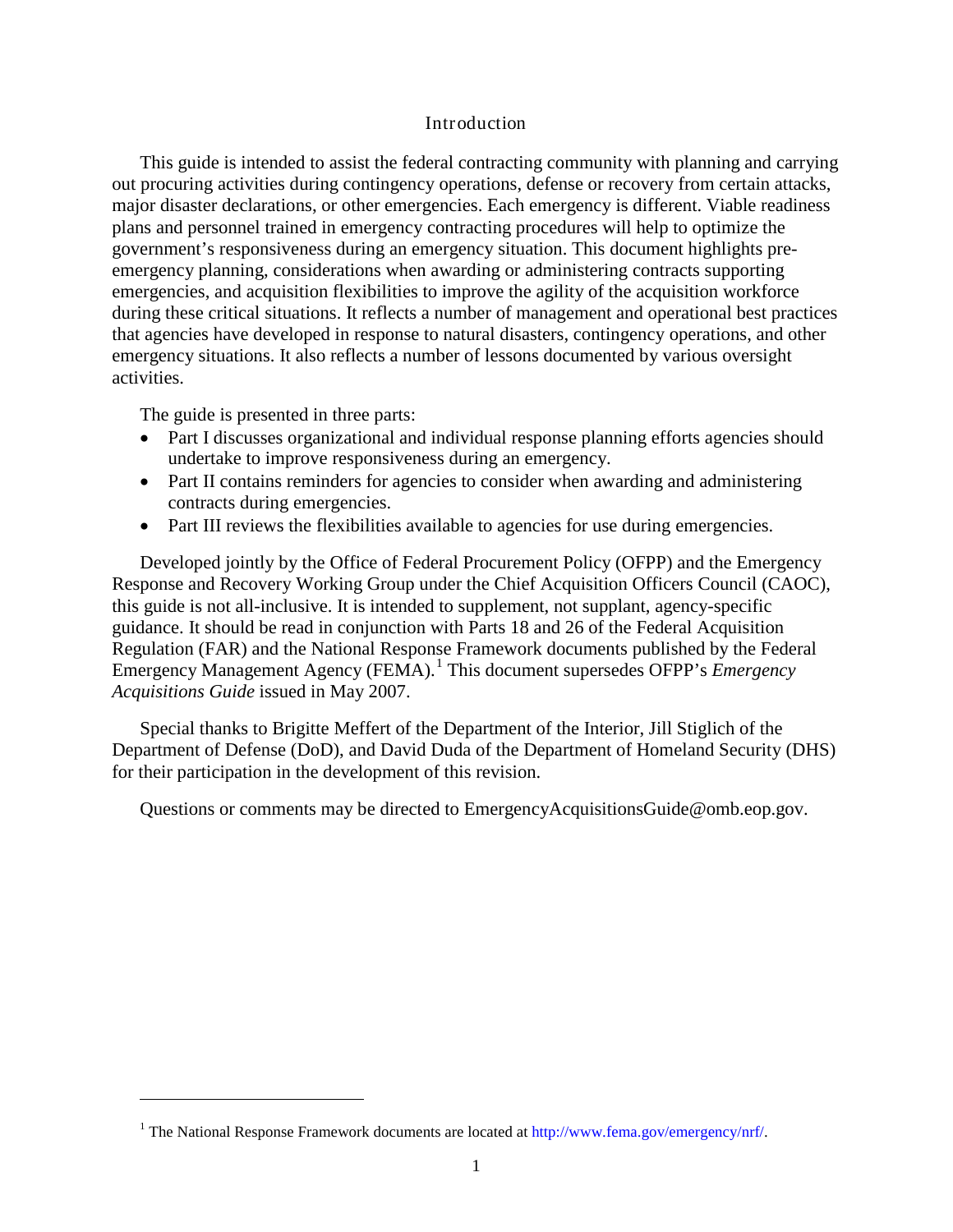# Introduction

This guide is intended to assist the federal contracting community with planning and carrying out procuring activities during contingency operations, defense or recovery from certain attacks, major disaster declarations, or other emergencies. Each emergency is different. Viable readiness plans and personnel trained in emergency contracting procedures will help to optimize the government's responsiveness during an emergency situation. This document highlights pre-emergency planning, considerations when awarding or administering contracts supporting emergencies, and acquisition flexibilities to improve the agility of the acquisition workforce during these critical situations. It reflects a number of management and operational best practices that agencies have developed in response to natural disasters, contingency operations, and other emergency situations. It also reflects a number of lessons documented by various oversight activities.

The guide is presented in three parts:

- Part I discusses organizational and individual response planning efforts agencies should undertake to improve responsiveness during an emergency.
- Part II contains reminders for agencies to consider when awarding and administering contracts during emergencies.
- Part III reviews the flexibilities available to agencies for use during emergencies.

Developed jointly by the Office of Federal Procurement Policy (OFPP) and the Emergency Response and Recovery Working Group under the Chief Acquisition Officers Council (CAOC), this guide is not all-inclusive. It is intended to supplement, not supplant, agency-specific guidance. It should be read in conjunction with Parts 18 and 26 of the Federal Acquisition Regulation (FAR) and the National Response Framework documents published by the Federal Emergency Management Agency (FEMA).[1] This document supersedes OFPP's *Emergency Acquisitions Guide* issued in May 2007.

Special thanks to Brigitte Meffert of the Department of the Interior, Jill Stiglich of the Department of Defense (DoD), and David Duda of the Department of Homeland Security (DHS) for their participation in the development of this revision.

Questions or comments may be directed to EmergencyAcquisitionsGuide@omb.eop.gov.

---

[1] The National Response Framework documents are located at http://www.fema.gov/emergency/nrf/.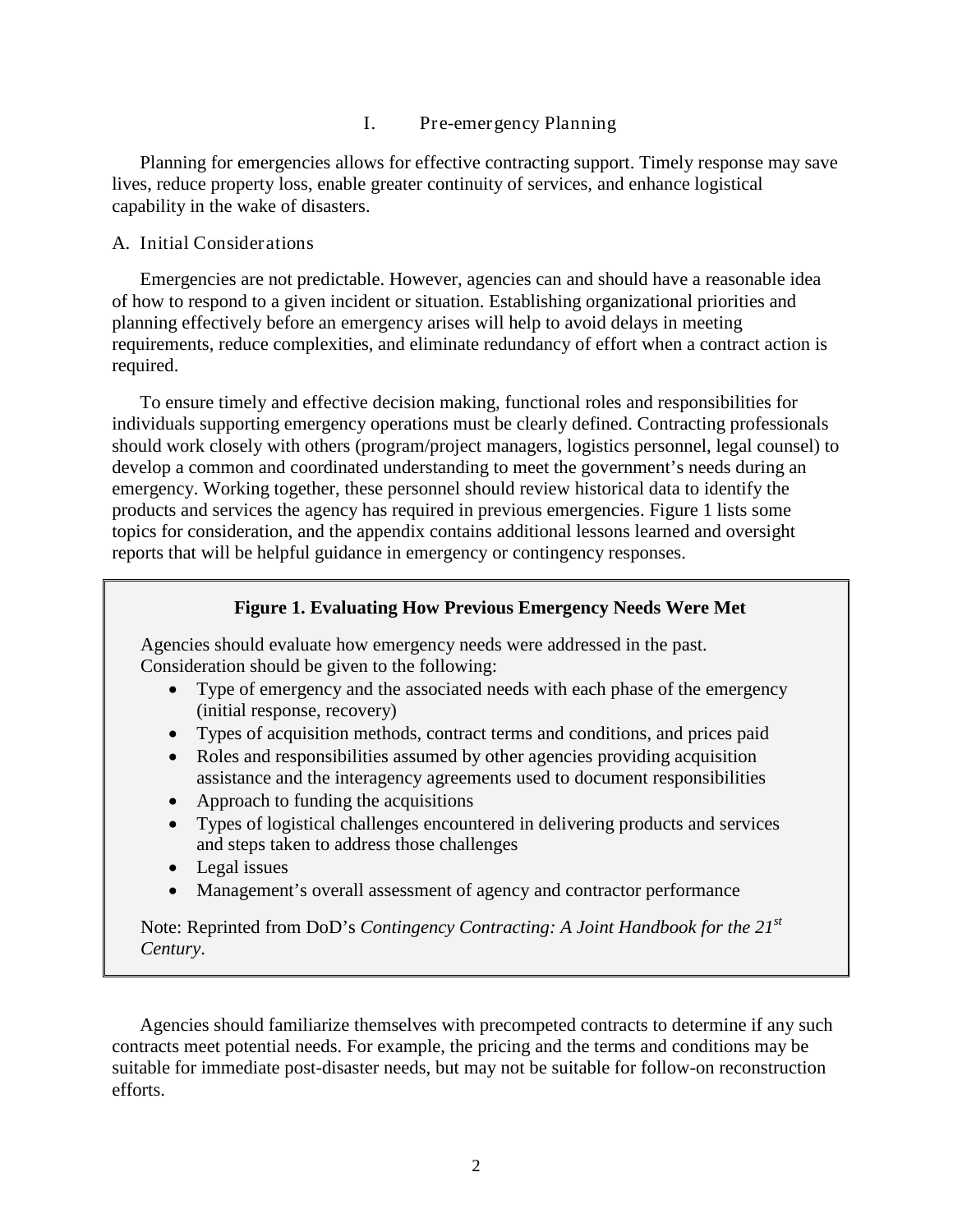# I. Pre-emergency Planning

Planning for emergencies allows for effective contracting support. Timely response may save lives, reduce property loss, enable greater continuity of services, and enhance logistical capability in the wake of disasters.

## A. Initial Considerations

Emergencies are not predictable. However, agencies can and should have a reasonable idea of how to respond to a given incident or situation. Establishing organizational priorities and planning effectively before an emergency arises will help to avoid delays in meeting requirements, reduce complexities, and eliminate redundancy of effort when a contract action is required.

To ensure timely and effective decision making, functional roles and responsibilities for individuals supporting emergency operations must be clearly defined. Contracting professionals should work closely with others (program/project managers, logistics personnel, legal counsel) to develop a common and coordinated understanding to meet the government's needs during an emergency. Working together, these personnel should review historical data to identify the products and services the agency has required in previous emergencies. Figure 1 lists some topics for consideration, and the appendix contains additional lessons learned and oversight reports that will be helpful guidance in emergency or contingency responses.

**Figure 1. Evaluating How Previous Emergency Needs Were Met**

Agencies should evaluate how emergency needs were addressed in the past. Consideration should be given to the following:

- Type of emergency and the associated needs with each phase of the emergency (initial response, recovery)
- Types of acquisition methods, contract terms and conditions, and prices paid
- Roles and responsibilities assumed by other agencies providing acquisition assistance and the interagency agreements used to document responsibilities
- Approach to funding the acquisitions
- Types of logistical challenges encountered in delivering products and services and steps taken to address those challenges
- Legal issues
- Management's overall assessment of agency and contractor performance

Note: Reprinted from DoD's *Contingency Contracting: A Joint Handbook for the 21st Century*.

Agencies should familiarize themselves with precompeted contracts to determine if any such contracts meet potential needs. For example, the pricing and the terms and conditions may be suitable for immediate post-disaster needs, but may not be suitable for follow-on reconstruction efforts.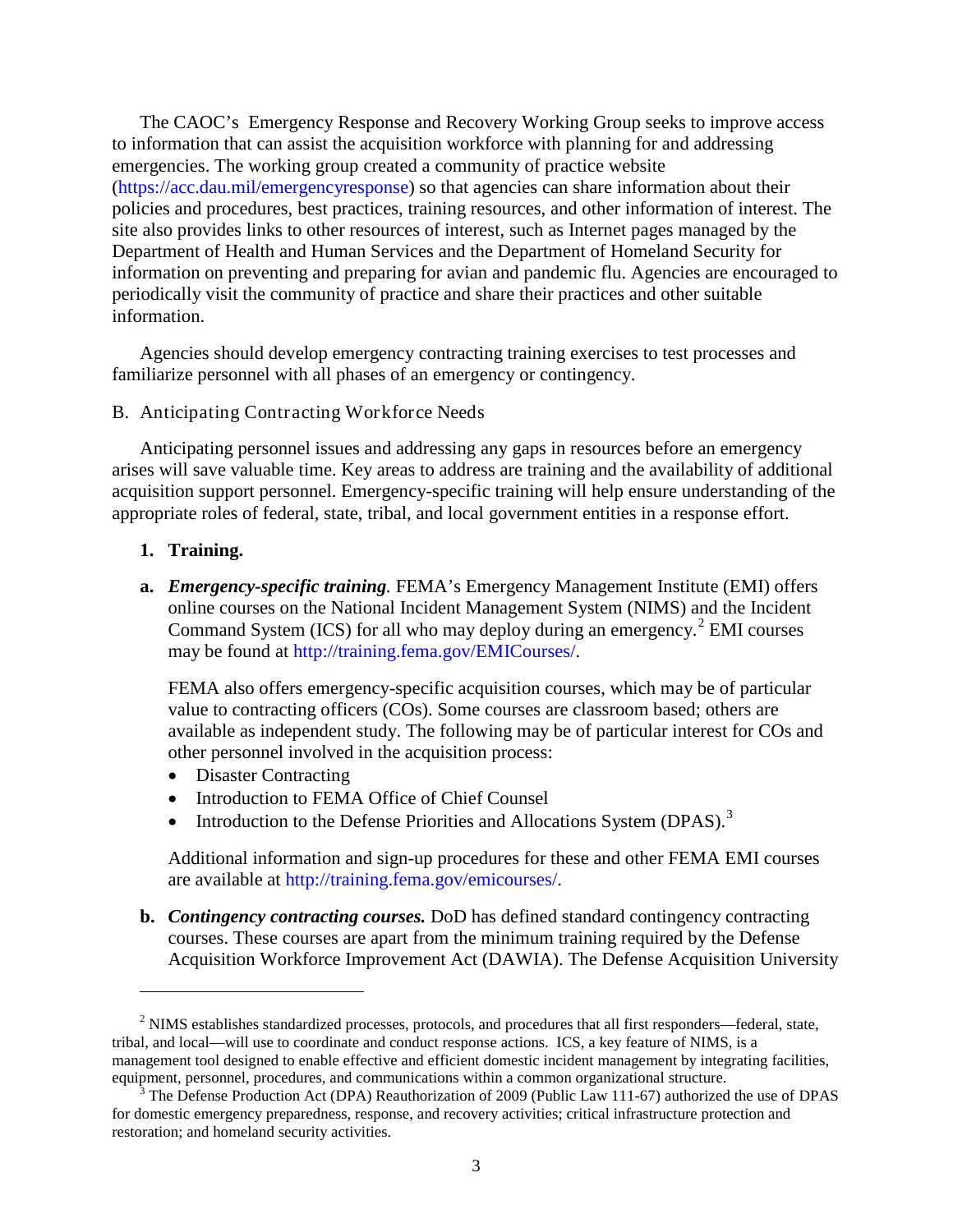The CAOC's Emergency Response and Recovery Working Group seeks to improve access to information that can assist the acquisition workforce with planning for and addressing emergencies. The working group created a community of practice website (https://acc.dau.mil/emergencyresponse) so that agencies can share information about their policies and procedures, best practices, training resources, and other information of interest. The site also provides links to other resources of interest, such as Internet pages managed by the Department of Health and Human Services and the Department of Homeland Security for information on preventing and preparing for avian and pandemic flu. Agencies are encouraged to periodically visit the community of practice and share their practices and other suitable information.

Agencies should develop emergency contracting training exercises to test processes and familiarize personnel with all phases of an emergency or contingency.

## B. Anticipating Contracting Workforce Needs

Anticipating personnel issues and addressing any gaps in resources before an emergency arises will save valuable time. Key areas to address are training and the availability of additional acquisition support personnel. Emergency-specific training will help ensure understanding of the appropriate roles of federal, state, tribal, and local government entities in a response effort.

### 1. Training.

**a.** ***Emergency-specific training.*** FEMA's Emergency Management Institute (EMI) offers online courses on the National Incident Management System (NIMS) and the Incident Command System (ICS) for all who may deploy during an emergency.[2] EMI courses may be found at http://training.fema.gov/EMICourses/.

FEMA also offers emergency-specific acquisition courses, which may be of particular value to contracting officers (COs). Some courses are classroom based; others are available as independent study. The following may be of particular interest for COs and other personnel involved in the acquisition process:

- Disaster Contracting
- Introduction to FEMA Office of Chief Counsel
- Introduction to the Defense Priorities and Allocations System (DPAS).[3]

Additional information and sign-up procedures for these and other FEMA EMI courses are available at http://training.fema.gov/emicourses/.

**b.** ***Contingency contracting courses.*** DoD has defined standard contingency contracting courses. These courses are apart from the minimum training required by the Defense Acquisition Workforce Improvement Act (DAWIA). The Defense Acquisition University

---

[2] NIMS establishes standardized processes, protocols, and procedures that all first responders—federal, state, tribal, and local—will use to coordinate and conduct response actions. ICS, a key feature of NIMS, is a management tool designed to enable effective and efficient domestic incident management by integrating facilities, equipment, personnel, procedures, and communications within a common organizational structure.

[3] The Defense Production Act (DPA) Reauthorization of 2009 (Public Law 111-67) authorized the use of DPAS for domestic emergency preparedness, response, and recovery activities; critical infrastructure protection and restoration; and homeland security activities.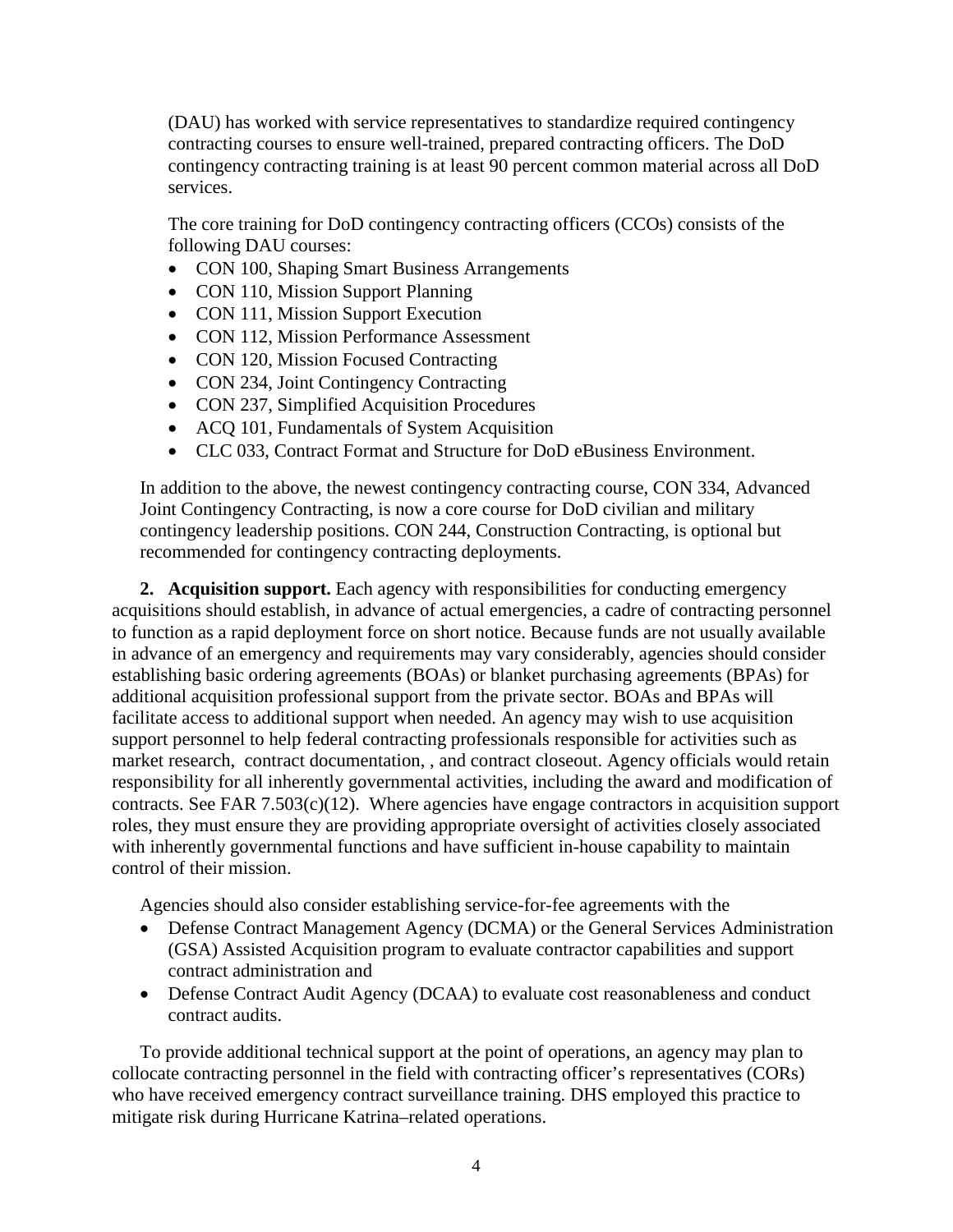(DAU) has worked with service representatives to standardize required contingency contracting courses to ensure well-trained, prepared contracting officers. The DoD contingency contracting training is at least 90 percent common material across all DoD services.

The core training for DoD contingency contracting officers (CCOs) consists of the following DAU courses:

- CON 100, Shaping Smart Business Arrangements
- CON 110, Mission Support Planning
- CON 111, Mission Support Execution
- CON 112, Mission Performance Assessment
- CON 120, Mission Focused Contracting
- CON 234, Joint Contingency Contracting
- CON 237, Simplified Acquisition Procedures
- ACQ 101, Fundamentals of System Acquisition
- CLC 033, Contract Format and Structure for DoD eBusiness Environment.

In addition to the above, the newest contingency contracting course, CON 334, Advanced Joint Contingency Contracting, is now a core course for DoD civilian and military contingency leadership positions. CON 244, Construction Contracting, is optional but recommended for contingency contracting deployments.

**2. Acquisition support.** Each agency with responsibilities for conducting emergency acquisitions should establish, in advance of actual emergencies, a cadre of contracting personnel to function as a rapid deployment force on short notice. Because funds are not usually available in advance of an emergency and requirements may vary considerably, agencies should consider establishing basic ordering agreements (BOAs) or blanket purchasing agreements (BPAs) for additional acquisition professional support from the private sector. BOAs and BPAs will facilitate access to additional support when needed. An agency may wish to use acquisition support personnel to help federal contracting professionals responsible for activities such as market research, contract documentation, , and contract closeout. Agency officials would retain responsibility for all inherently governmental activities, including the award and modification of contracts. See FAR 7.503(c)(12). Where agencies have engage contractors in acquisition support roles, they must ensure they are providing appropriate oversight of activities closely associated with inherently governmental functions and have sufficient in-house capability to maintain control of their mission.

Agencies should also consider establishing service-for-fee agreements with the

- Defense Contract Management Agency (DCMA) or the General Services Administration (GSA) Assisted Acquisition program to evaluate contractor capabilities and support contract administration and
- Defense Contract Audit Agency (DCAA) to evaluate cost reasonableness and conduct contract audits.

To provide additional technical support at the point of operations, an agency may plan to collocate contracting personnel in the field with contracting officer's representatives (CORs) who have received emergency contract surveillance training. DHS employed this practice to mitigate risk during Hurricane Katrina–related operations.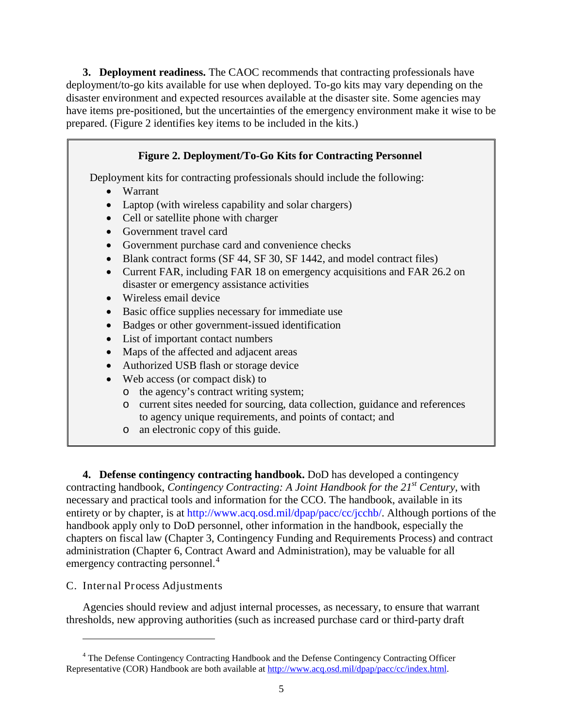**3. Deployment readiness.** The CAOC recommends that contracting professionals have deployment/to-go kits available for use when deployed. To-go kits may vary depending on the disaster environment and expected resources available at the disaster site. Some agencies may have items pre-positioned, but the uncertainties of the emergency environment make it wise to be prepared. (Figure 2 identifies key items to be included in the kits.)

**Figure 2. Deployment/To-Go Kits for Contracting Personnel**

Deployment kits for contracting professionals should include the following:

- Warrant
- Laptop (with wireless capability and solar chargers)
- Cell or satellite phone with charger
- Government travel card
- Government purchase card and convenience checks
- Blank contract forms (SF 44, SF 30, SF 1442, and model contract files)
- Current FAR, including FAR 18 on emergency acquisitions and FAR 26.2 on disaster or emergency assistance activities
- Wireless email device
- Basic office supplies necessary for immediate use
- Badges or other government-issued identification
- List of important contact numbers
- Maps of the affected and adjacent areas
- Authorized USB flash or storage device
- Web access (or compact disk) to
  - the agency's contract writing system;
  - current sites needed for sourcing, data collection, guidance and references to agency unique requirements, and points of contact; and
  - an electronic copy of this guide.

**4. Defense contingency contracting handbook.** DoD has developed a contingency contracting handbook, *Contingency Contracting: A Joint Handbook for the 21st Century*, with necessary and practical tools and information for the CCO. The handbook, available in its entirety or by chapter, is at http://www.acq.osd.mil/dpap/pacc/cc/jcchb/. Although portions of the handbook apply only to DoD personnel, other information in the handbook, especially the chapters on fiscal law (Chapter 3, Contingency Funding and Requirements Process) and contract administration (Chapter 6, Contract Award and Administration), may be valuable for all emergency contracting personnel.[4]

## C. Internal Process Adjustments

Agencies should review and adjust internal processes, as necessary, to ensure that warrant thresholds, new approving authorities (such as increased purchase card or third-party draft

[4] The Defense Contingency Contracting Handbook and the Defense Contingency Contracting Officer Representative (COR) Handbook are both available at http://www.acq.osd.mil/dpap/pacc/cc/index.html.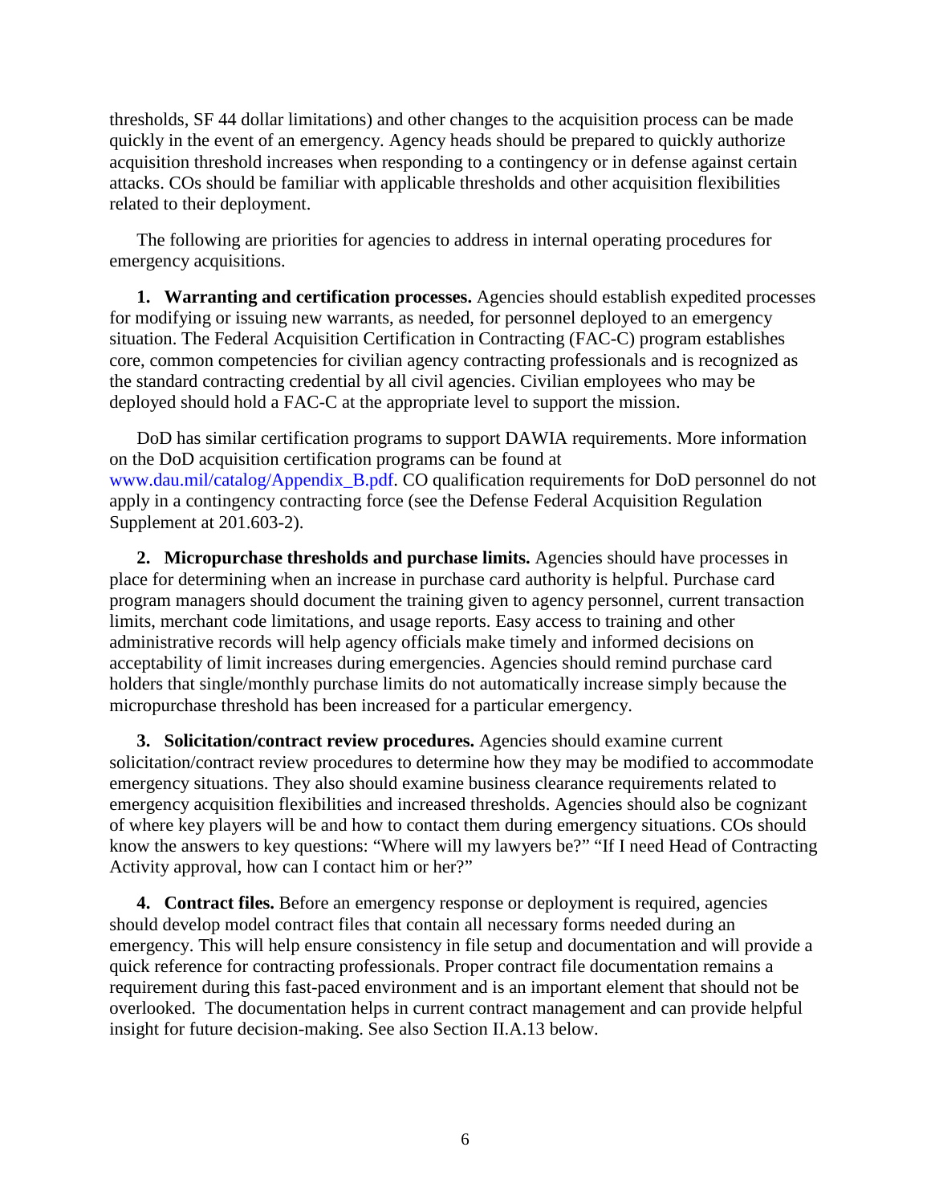thresholds, SF 44 dollar limitations) and other changes to the acquisition process can be made quickly in the event of an emergency. Agency heads should be prepared to quickly authorize acquisition threshold increases when responding to a contingency or in defense against certain attacks. COs should be familiar with applicable thresholds and other acquisition flexibilities related to their deployment.

The following are priorities for agencies to address in internal operating procedures for emergency acquisitions.

**1. Warranting and certification processes.** Agencies should establish expedited processes for modifying or issuing new warrants, as needed, for personnel deployed to an emergency situation. The Federal Acquisition Certification in Contracting (FAC-C) program establishes core, common competencies for civilian agency contracting professionals and is recognized as the standard contracting credential by all civil agencies. Civilian employees who may be deployed should hold a FAC-C at the appropriate level to support the mission.

DoD has similar certification programs to support DAWIA requirements. More information on the DoD acquisition certification programs can be found at www.dau.mil/catalog/Appendix_B.pdf. CO qualification requirements for DoD personnel do not apply in a contingency contracting force (see the Defense Federal Acquisition Regulation Supplement at 201.603-2).

**2. Micropurchase thresholds and purchase limits.** Agencies should have processes in place for determining when an increase in purchase card authority is helpful. Purchase card program managers should document the training given to agency personnel, current transaction limits, merchant code limitations, and usage reports. Easy access to training and other administrative records will help agency officials make timely and informed decisions on acceptability of limit increases during emergencies. Agencies should remind purchase card holders that single/monthly purchase limits do not automatically increase simply because the micropurchase threshold has been increased for a particular emergency.

**3. Solicitation/contract review procedures.** Agencies should examine current solicitation/contract review procedures to determine how they may be modified to accommodate emergency situations. They also should examine business clearance requirements related to emergency acquisition flexibilities and increased thresholds. Agencies should also be cognizant of where key players will be and how to contact them during emergency situations. COs should know the answers to key questions: "Where will my lawyers be?" "If I need Head of Contracting Activity approval, how can I contact him or her?"

**4. Contract files.** Before an emergency response or deployment is required, agencies should develop model contract files that contain all necessary forms needed during an emergency. This will help ensure consistency in file setup and documentation and will provide a quick reference for contracting professionals. Proper contract file documentation remains a requirement during this fast-paced environment and is an important element that should not be overlooked. The documentation helps in current contract management and can provide helpful insight for future decision-making. See also Section II.A.13 below.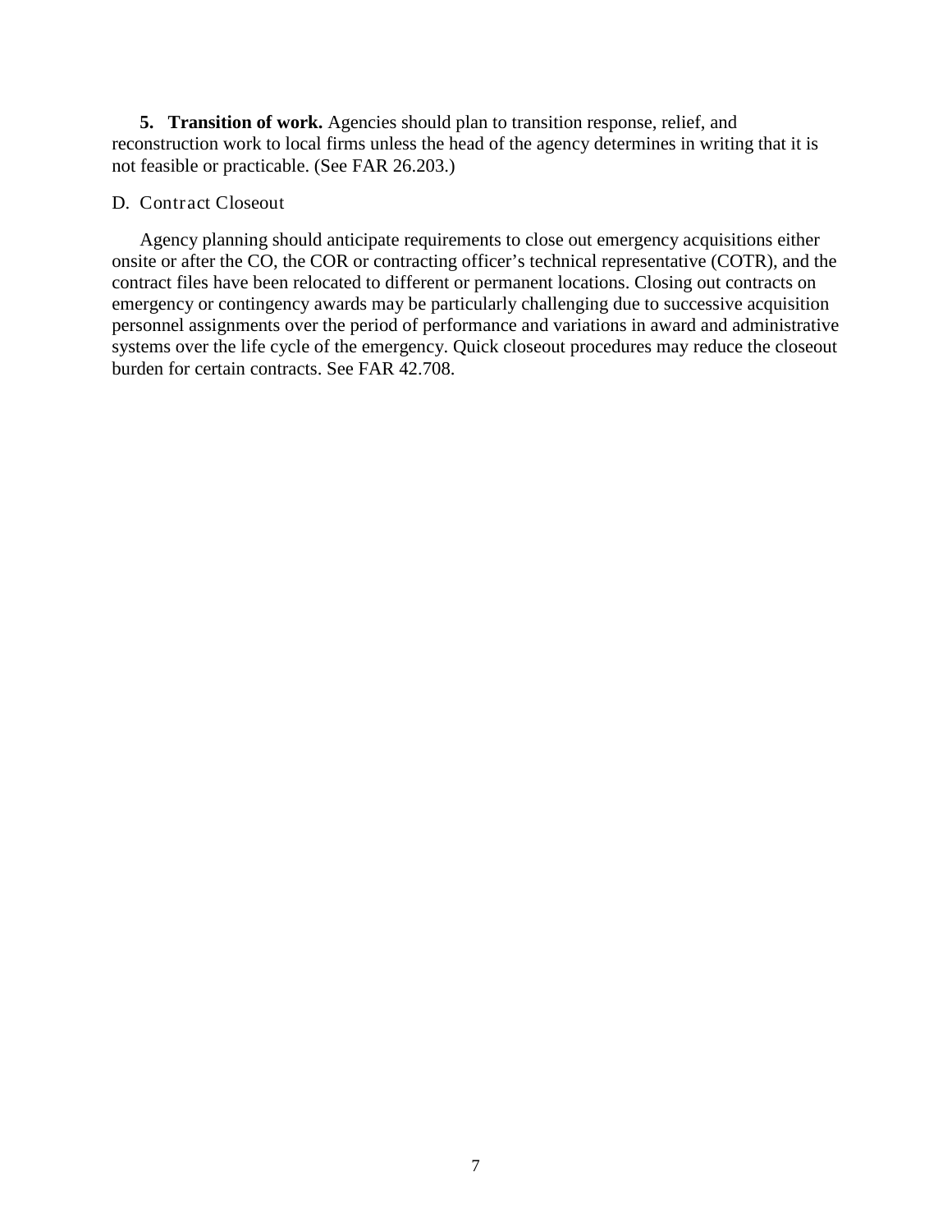**5. Transition of work.** Agencies should plan to transition response, relief, and reconstruction work to local firms unless the head of the agency determines in writing that it is not feasible or practicable. (See FAR 26.203.)

### D. Contract Closeout

Agency planning should anticipate requirements to close out emergency acquisitions either onsite or after the CO, the COR or contracting officer's technical representative (COTR), and the contract files have been relocated to different or permanent locations. Closing out contracts on emergency or contingency awards may be particularly challenging due to successive acquisition personnel assignments over the period of performance and variations in award and administrative systems over the life cycle of the emergency. Quick closeout procedures may reduce the closeout burden for certain contracts. See FAR 42.708.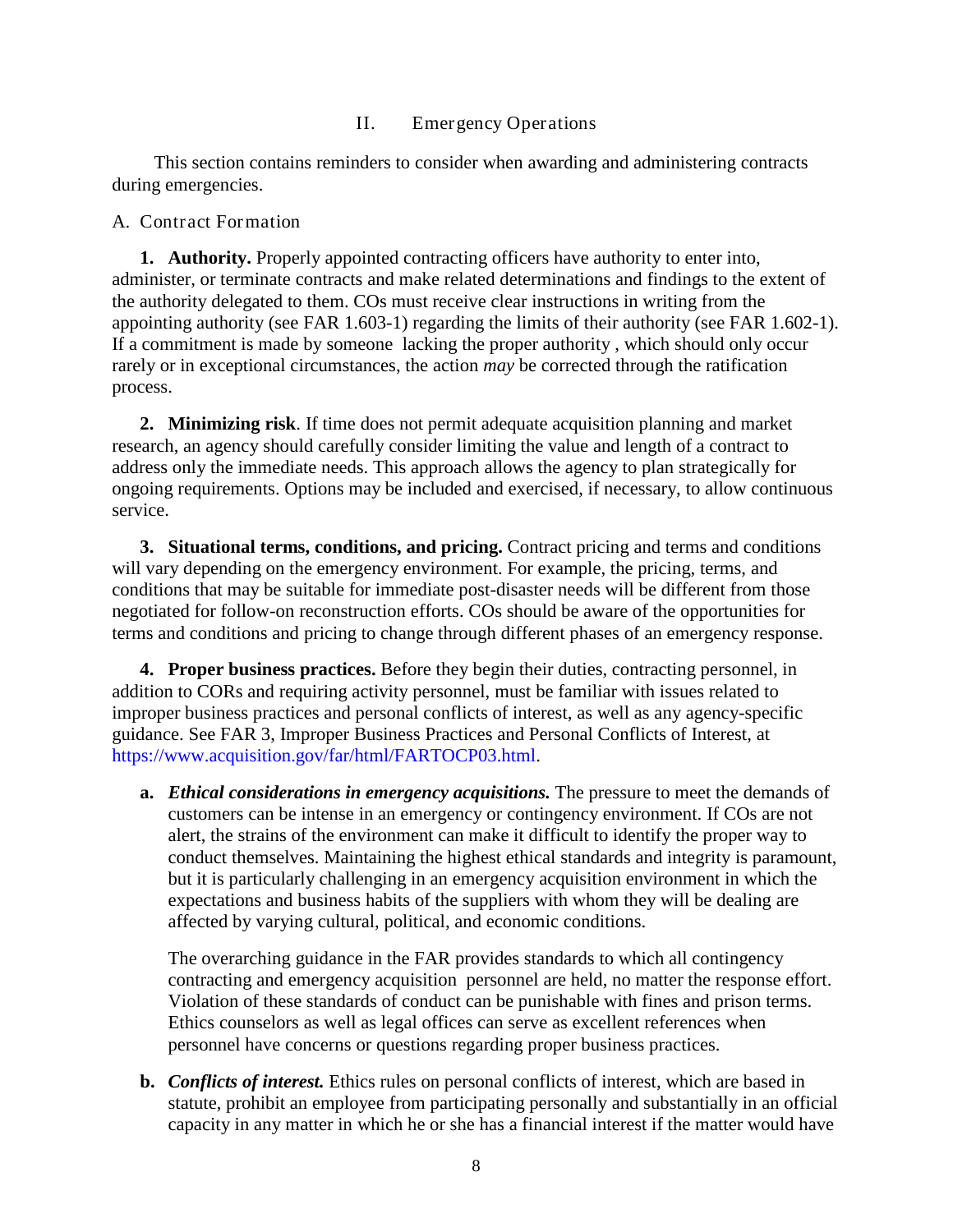## II. Emergency Operations

This section contains reminders to consider when awarding and administering contracts during emergencies.

### A. Contract Formation

**1. Authority.** Properly appointed contracting officers have authority to enter into, administer, or terminate contracts and make related determinations and findings to the extent of the authority delegated to them. COs must receive clear instructions in writing from the appointing authority (see FAR 1.603-1) regarding the limits of their authority (see FAR 1.602-1). If a commitment is made by someone lacking the proper authority , which should only occur rarely or in exceptional circumstances, the action *may* be corrected through the ratification process.

**2. Minimizing risk**. If time does not permit adequate acquisition planning and market research, an agency should carefully consider limiting the value and length of a contract to address only the immediate needs. This approach allows the agency to plan strategically for ongoing requirements. Options may be included and exercised, if necessary, to allow continuous service.

**3. Situational terms, conditions, and pricing.** Contract pricing and terms and conditions will vary depending on the emergency environment. For example, the pricing, terms, and conditions that may be suitable for immediate post-disaster needs will be different from those negotiated for follow-on reconstruction efforts. COs should be aware of the opportunities for terms and conditions and pricing to change through different phases of an emergency response.

**4. Proper business practices.** Before they begin their duties, contracting personnel, in addition to CORs and requiring activity personnel, must be familiar with issues related to improper business practices and personal conflicts of interest, as well as any agency-specific guidance. See FAR 3, Improper Business Practices and Personal Conflicts of Interest, at https://www.acquisition.gov/far/html/FARTOCP03.html.

**a.** ***Ethical considerations in emergency acquisitions.*** The pressure to meet the demands of customers can be intense in an emergency or contingency environment. If COs are not alert, the strains of the environment can make it difficult to identify the proper way to conduct themselves. Maintaining the highest ethical standards and integrity is paramount, but it is particularly challenging in an emergency acquisition environment in which the expectations and business habits of the suppliers with whom they will be dealing are affected by varying cultural, political, and economic conditions.

The overarching guidance in the FAR provides standards to which all contingency contracting and emergency acquisition personnel are held, no matter the response effort. Violation of these standards of conduct can be punishable with fines and prison terms. Ethics counselors as well as legal offices can serve as excellent references when personnel have concerns or questions regarding proper business practices.

**b.** ***Conflicts of interest.*** Ethics rules on personal conflicts of interest, which are based in statute, prohibit an employee from participating personally and substantially in an official capacity in any matter in which he or she has a financial interest if the matter would have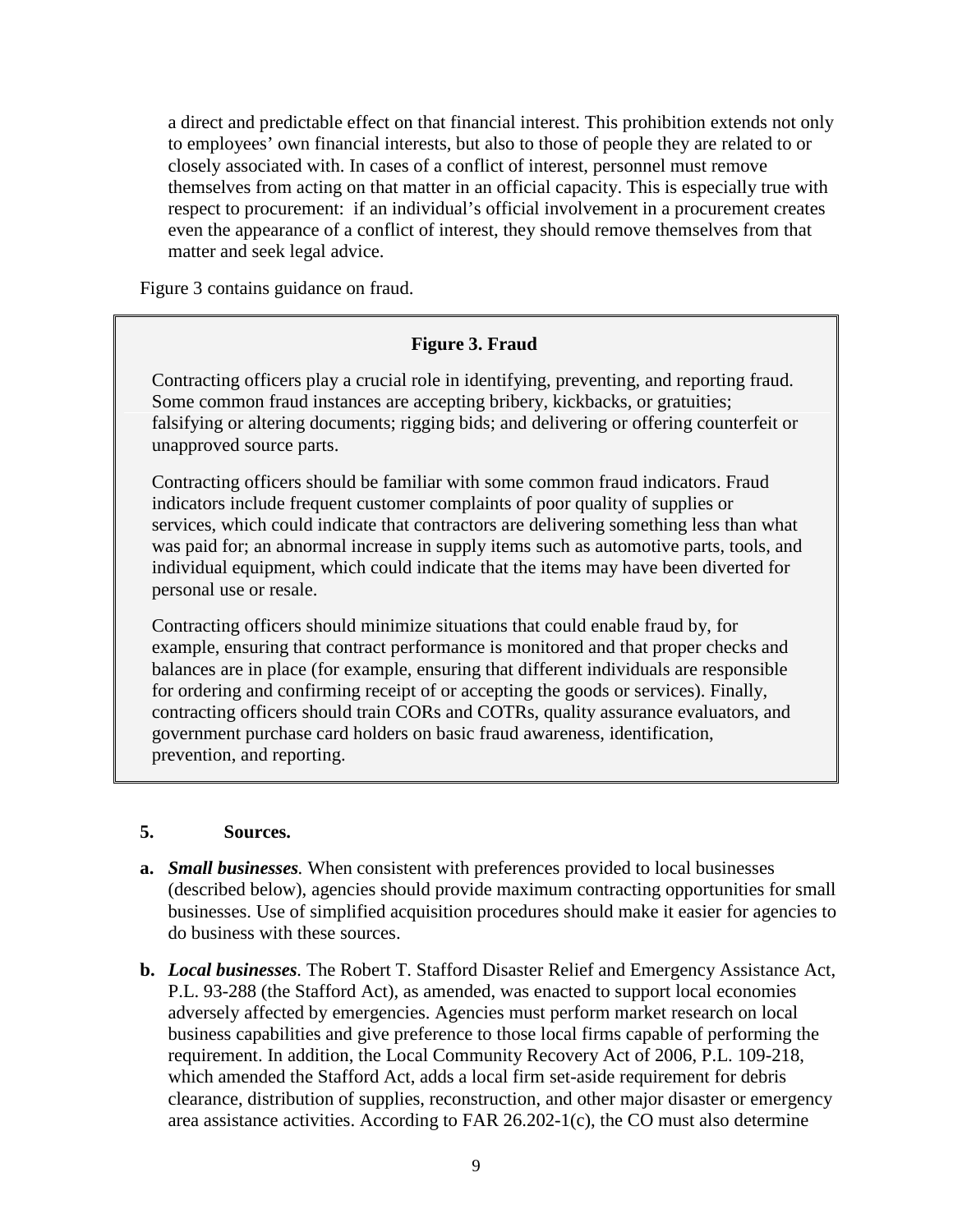a direct and predictable effect on that financial interest. This prohibition extends not only to employees' own financial interests, but also to those of people they are related to or closely associated with. In cases of a conflict of interest, personnel must remove themselves from acting on that matter in an official capacity. This is especially true with respect to procurement: if an individual's official involvement in a procurement creates even the appearance of a conflict of interest, they should remove themselves from that matter and seek legal advice.

Figure 3 contains guidance on fraud.

> **Figure 3. Fraud**
>
> Contracting officers play a crucial role in identifying, preventing, and reporting fraud. Some common fraud instances are accepting bribery, kickbacks, or gratuities; falsifying or altering documents; rigging bids; and delivering or offering counterfeit or unapproved source parts.
>
> Contracting officers should be familiar with some common fraud indicators. Fraud indicators include frequent customer complaints of poor quality of supplies or services, which could indicate that contractors are delivering something less than what was paid for; an abnormal increase in supply items such as automotive parts, tools, and individual equipment, which could indicate that the items may have been diverted for personal use or resale.
>
> Contracting officers should minimize situations that could enable fraud by, for example, ensuring that contract performance is monitored and that proper checks and balances are in place (for example, ensuring that different individuals are responsible for ordering and confirming receipt of or accepting the goods or services). Finally, contracting officers should train CORs and COTRs, quality assurance evaluators, and government purchase card holders on basic fraud awareness, identification, prevention, and reporting.

## 5. Sources.

**a.** ***Small businesses***. When consistent with preferences provided to local businesses (described below), agencies should provide maximum contracting opportunities for small businesses. Use of simplified acquisition procedures should make it easier for agencies to do business with these sources.

**b.** ***Local businesses***. The Robert T. Stafford Disaster Relief and Emergency Assistance Act, P.L. 93-288 (the Stafford Act), as amended, was enacted to support local economies adversely affected by emergencies. Agencies must perform market research on local business capabilities and give preference to those local firms capable of performing the requirement. In addition, the Local Community Recovery Act of 2006, P.L. 109-218, which amended the Stafford Act, adds a local firm set-aside requirement for debris clearance, distribution of supplies, reconstruction, and other major disaster or emergency area assistance activities. According to FAR 26.202-1(c), the CO must also determine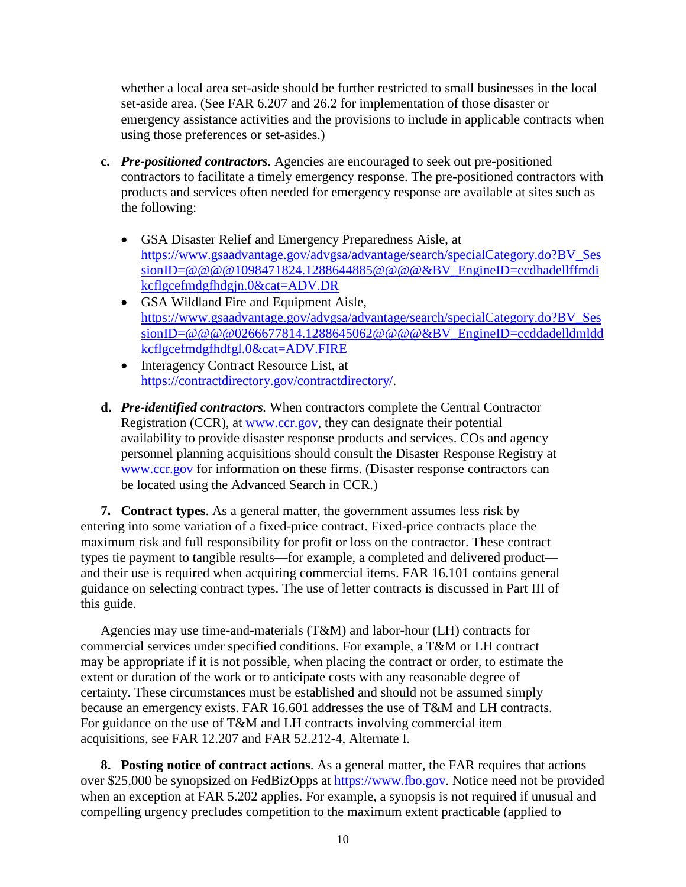whether a local area set-aside should be further restricted to small businesses in the local set-aside area. (See FAR 6.207 and 26.2 for implementation of those disaster or emergency assistance activities and the provisions to include in applicable contracts when using those preferences or set-asides.)

**c.** ***Pre-positioned contractors***. Agencies are encouraged to seek out pre-positioned contractors to facilitate a timely emergency response. The pre-positioned contractors with products and services often needed for emergency response are available at sites such as the following:

- GSA Disaster Relief and Emergency Preparedness Aisle, at https://www.gsaadvantage.gov/advgsa/advantage/search/specialCategory.do?BV_SessionID=@@@@1098471824.1288644885@@@@&BV_EngineID=ccdhadellffmdikcflgcefmdgfhdgjn.0&cat=ADV.DR
- GSA Wildland Fire and Equipment Aisle, https://www.gsaadvantage.gov/advgsa/advantage/search/specialCategory.do?BV_SessionID=@@@@0266677814.1288645062@@@@&BV_EngineID=ccddadelldmlddkcflgcefmdgfhdfgl.0&cat=ADV.FIRE
- Interagency Contract Resource List, at https://contractdirectory.gov/contractdirectory/.

**d.** ***Pre-identified contractors***. When contractors complete the Central Contractor Registration (CCR), at www.ccr.gov, they can designate their potential availability to provide disaster response products and services. COs and agency personnel planning acquisitions should consult the Disaster Response Registry at www.ccr.gov for information on these firms. (Disaster response contractors can be located using the Advanced Search in CCR.)

**7. Contract types**. As a general matter, the government assumes less risk by entering into some variation of a fixed-price contract. Fixed-price contracts place the maximum risk and full responsibility for profit or loss on the contractor. These contract types tie payment to tangible results—for example, a completed and delivered product—and their use is required when acquiring commercial items. FAR 16.101 contains general guidance on selecting contract types. The use of letter contracts is discussed in Part III of this guide.

Agencies may use time-and-materials (T&M) and labor-hour (LH) contracts for commercial services under specified conditions. For example, a T&M or LH contract may be appropriate if it is not possible, when placing the contract or order, to estimate the extent or duration of the work or to anticipate costs with any reasonable degree of certainty. These circumstances must be established and should not be assumed simply because an emergency exists. FAR 16.601 addresses the use of T&M and LH contracts. For guidance on the use of T&M and LH contracts involving commercial item acquisitions, see FAR 12.207 and FAR 52.212-4, Alternate I.

**8. Posting notice of contract actions**. As a general matter, the FAR requires that actions over $25,000 be synopsized on FedBizOpps at https://www.fbo.gov. Notice need not be provided when an exception at FAR 5.202 applies. For example, a synopsis is not required if unusual and compelling urgency precludes competition to the maximum extent practicable (applied to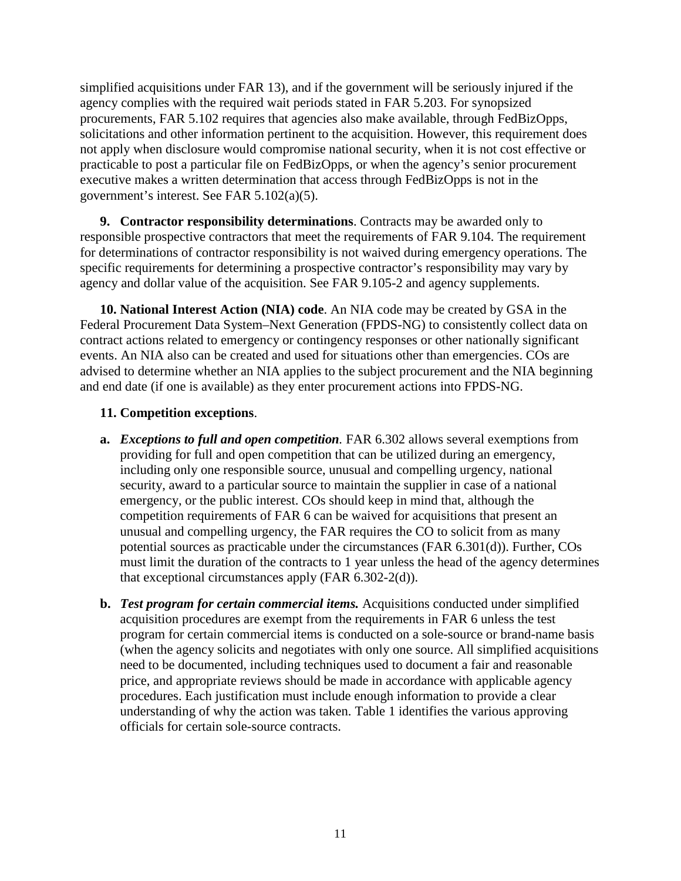simplified acquisitions under FAR 13), and if the government will be seriously injured if the agency complies with the required wait periods stated in FAR 5.203. For synopsized procurements, FAR 5.102 requires that agencies also make available, through FedBizOpps, solicitations and other information pertinent to the acquisition. However, this requirement does not apply when disclosure would compromise national security, when it is not cost effective or practicable to post a particular file on FedBizOpps, or when the agency's senior procurement executive makes a written determination that access through FedBizOpps is not in the government's interest. See FAR 5.102(a)(5).

**9. Contractor responsibility determinations**. Contracts may be awarded only to responsible prospective contractors that meet the requirements of FAR 9.104. The requirement for determinations of contractor responsibility is not waived during emergency operations. The specific requirements for determining a prospective contractor's responsibility may vary by agency and dollar value of the acquisition. See FAR 9.105-2 and agency supplements.

**10. National Interest Action (NIA) code**. An NIA code may be created by GSA in the Federal Procurement Data System–Next Generation (FPDS-NG) to consistently collect data on contract actions related to emergency or contingency responses or other nationally significant events. An NIA also can be created and used for situations other than emergencies. COs are advised to determine whether an NIA applies to the subject procurement and the NIA beginning and end date (if one is available) as they enter procurement actions into FPDS-NG.

**11. Competition exceptions**.

- **a.** ***Exceptions to full and open competition***. FAR 6.302 allows several exemptions from providing for full and open competition that can be utilized during an emergency, including only one responsible source, unusual and compelling urgency, national security, award to a particular source to maintain the supplier in case of a national emergency, or the public interest. COs should keep in mind that, although the competition requirements of FAR 6 can be waived for acquisitions that present an unusual and compelling urgency, the FAR requires the CO to solicit from as many potential sources as practicable under the circumstances (FAR 6.301(d)). Further, COs must limit the duration of the contracts to 1 year unless the head of the agency determines that exceptional circumstances apply (FAR 6.302-2(d)).

- **b.** ***Test program for certain commercial items.*** Acquisitions conducted under simplified acquisition procedures are exempt from the requirements in FAR 6 unless the test program for certain commercial items is conducted on a sole-source or brand-name basis (when the agency solicits and negotiates with only one source. All simplified acquisitions need to be documented, including techniques used to document a fair and reasonable price, and appropriate reviews should be made in accordance with applicable agency procedures. Each justification must include enough information to provide a clear understanding of why the action was taken. Table 1 identifies the various approving officials for certain sole-source contracts.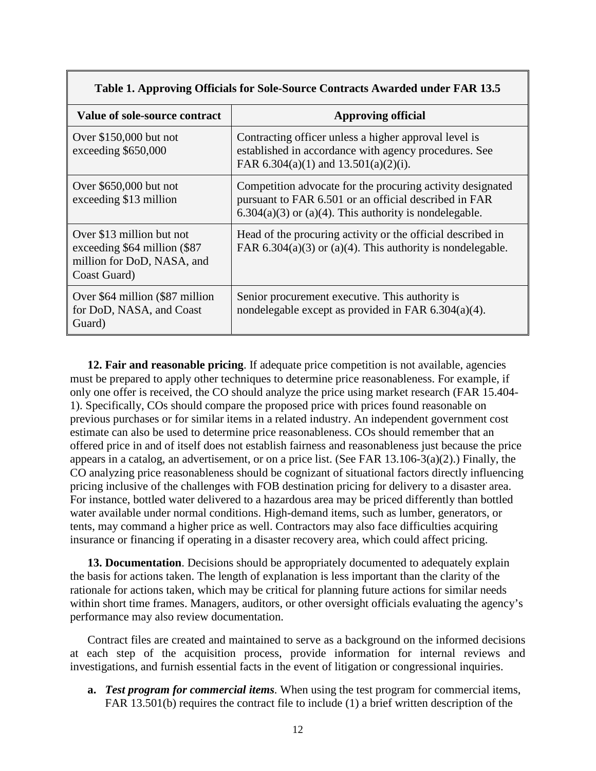| Table 1. Approving Officials for Sole-Source Contracts Awarded under FAR 13.5 | |
|---|---|
| **Value of sole-source contract** | **Approving official** |
| Over $150,000 but not exceeding $650,000 | Contracting officer unless a higher approval level is established in accordance with agency procedures. See FAR 6.304(a)(1) and 13.501(a)(2)(i). |
| Over $650,000 but not exceeding $13 million | Competition advocate for the procuring activity designated pursuant to FAR 6.501 or an official described in FAR 6.304(a)(3) or (a)(4). This authority is nondelegable. |
| Over $13 million but not exceeding $64 million ($87 million for DoD, NASA, and Coast Guard) | Head of the procuring activity or the official described in FAR 6.304(a)(3) or (a)(4). This authority is nondelegable. |
| Over $64 million ($87 million for DoD, NASA, and Coast Guard) | Senior procurement executive. This authority is nondelegable except as provided in FAR 6.304(a)(4). |

**12. Fair and reasonable pricing**. If adequate price competition is not available, agencies must be prepared to apply other techniques to determine price reasonableness. For example, if only one offer is received, the CO should analyze the price using market research (FAR 15.404-1). Specifically, COs should compare the proposed price with prices found reasonable on previous purchases or for similar items in a related industry. An independent government cost estimate can also be used to determine price reasonableness. COs should remember that an offered price in and of itself does not establish fairness and reasonableness just because the price appears in a catalog, an advertisement, or on a price list. (See FAR 13.106-3(a)(2).) Finally, the CO analyzing price reasonableness should be cognizant of situational factors directly influencing pricing inclusive of the challenges with FOB destination pricing for delivery to a disaster area. For instance, bottled water delivered to a hazardous area may be priced differently than bottled water available under normal conditions. High-demand items, such as lumber, generators, or tents, may command a higher price as well. Contractors may also face difficulties acquiring insurance or financing if operating in a disaster recovery area, which could affect pricing.

**13. Documentation**. Decisions should be appropriately documented to adequately explain the basis for actions taken. The length of explanation is less important than the clarity of the rationale for actions taken, which may be critical for planning future actions for similar needs within short time frames. Managers, auditors, or other oversight officials evaluating the agency's performance may also review documentation.

Contract files are created and maintained to serve as a background on the informed decisions at each step of the acquisition process, provide information for internal reviews and investigations, and furnish essential facts in the event of litigation or congressional inquiries.

**a.** ***Test program for commercial items***. When using the test program for commercial items, FAR 13.501(b) requires the contract file to include (1) a brief written description of the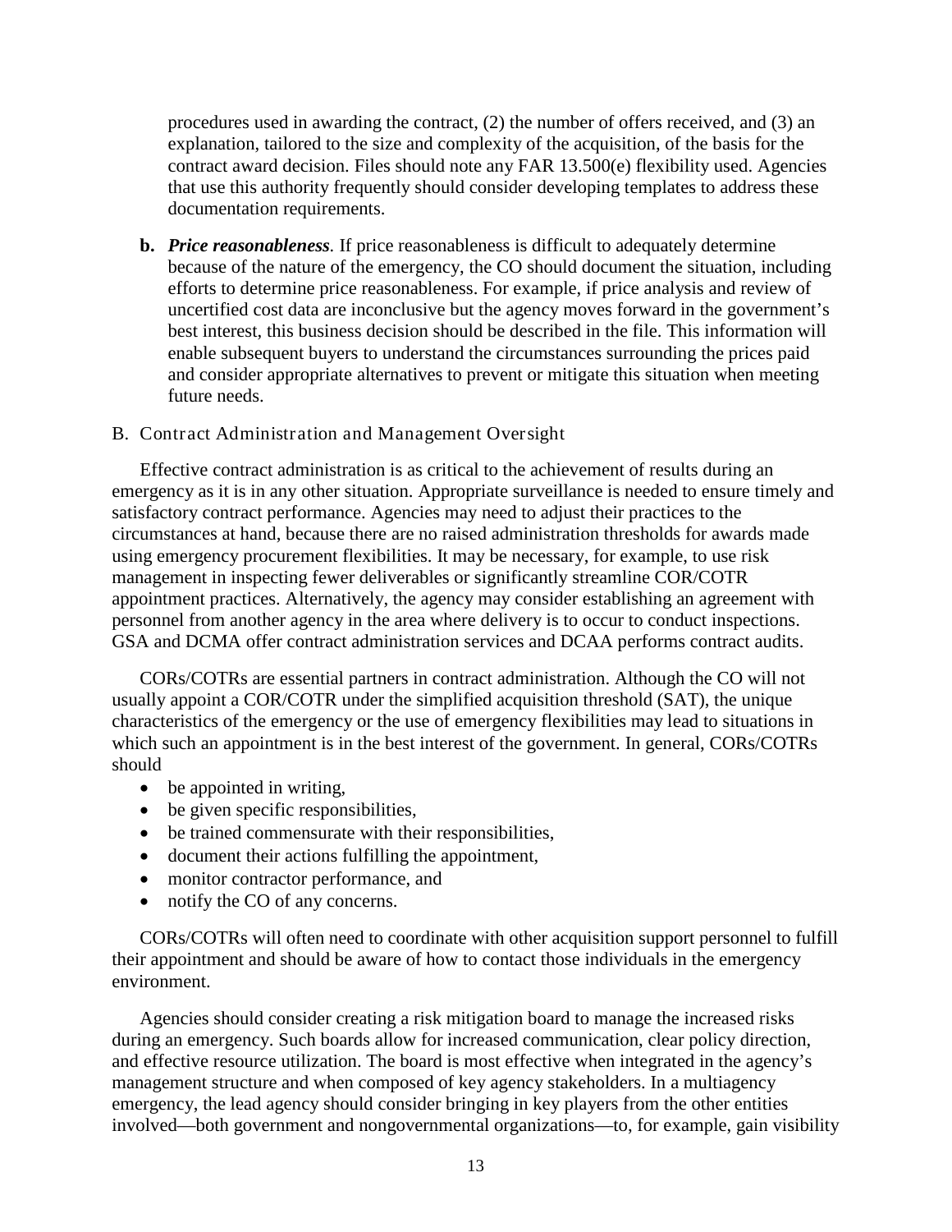procedures used in awarding the contract, (2) the number of offers received, and (3) an explanation, tailored to the size and complexity of the acquisition, of the basis for the contract award decision. Files should note any FAR 13.500(e) flexibility used. Agencies that use this authority frequently should consider developing templates to address these documentation requirements.

**b.** ***Price reasonableness***. If price reasonableness is difficult to adequately determine because of the nature of the emergency, the CO should document the situation, including efforts to determine price reasonableness. For example, if price analysis and review of uncertified cost data are inconclusive but the agency moves forward in the government's best interest, this business decision should be described in the file. This information will enable subsequent buyers to understand the circumstances surrounding the prices paid and consider appropriate alternatives to prevent or mitigate this situation when meeting future needs.

## B. Contract Administration and Management Oversight

Effective contract administration is as critical to the achievement of results during an emergency as it is in any other situation. Appropriate surveillance is needed to ensure timely and satisfactory contract performance. Agencies may need to adjust their practices to the circumstances at hand, because there are no raised administration thresholds for awards made using emergency procurement flexibilities. It may be necessary, for example, to use risk management in inspecting fewer deliverables or significantly streamline COR/COTR appointment practices. Alternatively, the agency may consider establishing an agreement with personnel from another agency in the area where delivery is to occur to conduct inspections. GSA and DCMA offer contract administration services and DCAA performs contract audits.

CORs/COTRs are essential partners in contract administration. Although the CO will not usually appoint a COR/COTR under the simplified acquisition threshold (SAT), the unique characteristics of the emergency or the use of emergency flexibilities may lead to situations in which such an appointment is in the best interest of the government. In general, CORs/COTRs should

- be appointed in writing,
- be given specific responsibilities,
- be trained commensurate with their responsibilities,
- document their actions fulfilling the appointment,
- monitor contractor performance, and
- notify the CO of any concerns.

CORs/COTRs will often need to coordinate with other acquisition support personnel to fulfill their appointment and should be aware of how to contact those individuals in the emergency environment.

Agencies should consider creating a risk mitigation board to manage the increased risks during an emergency. Such boards allow for increased communication, clear policy direction, and effective resource utilization. The board is most effective when integrated in the agency's management structure and when composed of key agency stakeholders. In a multiagency emergency, the lead agency should consider bringing in key players from the other entities involved—both government and nongovernmental organizations—to, for example, gain visibility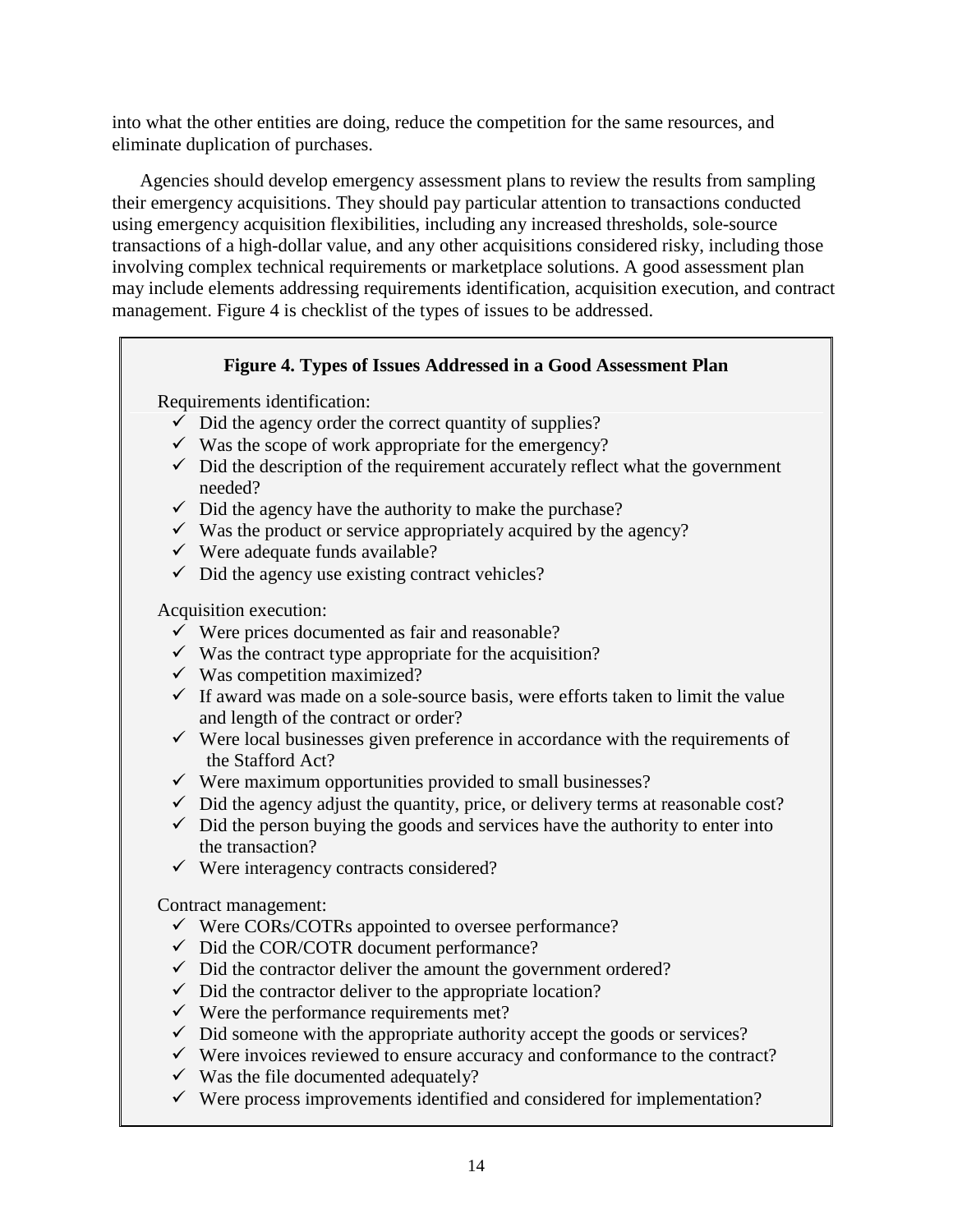into what the other entities are doing, reduce the competition for the same resources, and eliminate duplication of purchases.

Agencies should develop emergency assessment plans to review the results from sampling their emergency acquisitions. They should pay particular attention to transactions conducted using emergency acquisition flexibilities, including any increased thresholds, sole-source transactions of a high-dollar value, and any other acquisitions considered risky, including those involving complex technical requirements or marketplace solutions. A good assessment plan may include elements addressing requirements identification, acquisition execution, and contract management. Figure 4 is checklist of the types of issues to be addressed.

**Figure 4. Types of Issues Addressed in a Good Assessment Plan**

Requirements identification:

- ✓ Did the agency order the correct quantity of supplies?
- ✓ Was the scope of work appropriate for the emergency?
- ✓ Did the description of the requirement accurately reflect what the government needed?
- ✓ Did the agency have the authority to make the purchase?
- ✓ Was the product or service appropriately acquired by the agency?
- ✓ Were adequate funds available?
- ✓ Did the agency use existing contract vehicles?

Acquisition execution:

- ✓ Were prices documented as fair and reasonable?
- ✓ Was the contract type appropriate for the acquisition?
- ✓ Was competition maximized?
- ✓ If award was made on a sole-source basis, were efforts taken to limit the value and length of the contract or order?
- ✓ Were local businesses given preference in accordance with the requirements of the Stafford Act?
- ✓ Were maximum opportunities provided to small businesses?
- ✓ Did the agency adjust the quantity, price, or delivery terms at reasonable cost?
- ✓ Did the person buying the goods and services have the authority to enter into the transaction?
- ✓ Were interagency contracts considered?

Contract management:

- ✓ Were CORs/COTRs appointed to oversee performance?
- ✓ Did the COR/COTR document performance?
- ✓ Did the contractor deliver the amount the government ordered?
- ✓ Did the contractor deliver to the appropriate location?
- ✓ Were the performance requirements met?
- ✓ Did someone with the appropriate authority accept the goods or services?
- ✓ Were invoices reviewed to ensure accuracy and conformance to the contract?
- ✓ Was the file documented adequately?
- ✓ Were process improvements identified and considered for implementation?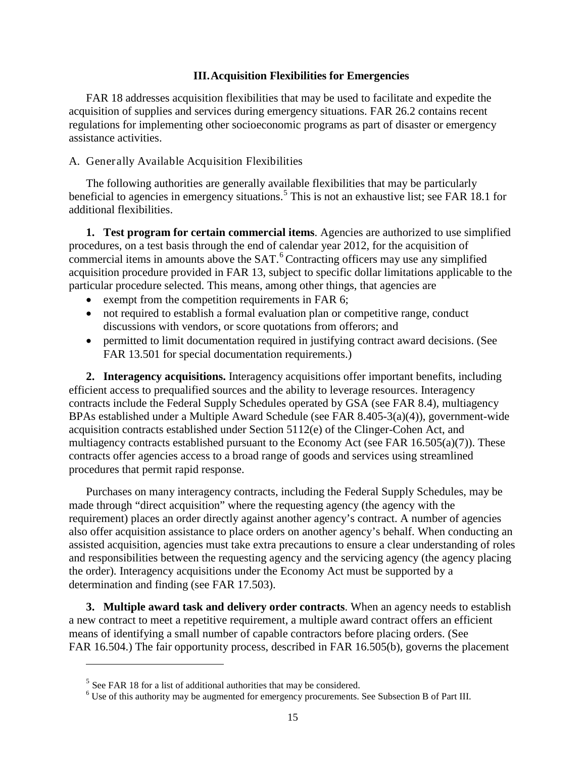## III. Acquisition Flexibilities for Emergencies

FAR 18 addresses acquisition flexibilities that may be used to facilitate and expedite the acquisition of supplies and services during emergency situations. FAR 26.2 contains recent regulations for implementing other socioeconomic programs as part of disaster or emergency assistance activities.

### A. Generally Available Acquisition Flexibilities

The following authorities are generally available flexibilities that may be particularly beneficial to agencies in emergency situations.[5] This is not an exhaustive list; see FAR 18.1 for additional flexibilities.

**1. Test program for certain commercial items**. Agencies are authorized to use simplified procedures, on a test basis through the end of calendar year 2012, for the acquisition of commercial items in amounts above the SAT.[6] Contracting officers may use any simplified acquisition procedure provided in FAR 13, subject to specific dollar limitations applicable to the particular procedure selected. This means, among other things, that agencies are

- exempt from the competition requirements in FAR 6;
- not required to establish a formal evaluation plan or competitive range, conduct discussions with vendors, or score quotations from offerors; and
- permitted to limit documentation required in justifying contract award decisions. (See FAR 13.501 for special documentation requirements.)

**2. Interagency acquisitions.** Interagency acquisitions offer important benefits, including efficient access to prequalified sources and the ability to leverage resources. Interagency contracts include the Federal Supply Schedules operated by GSA (see FAR 8.4), multiagency BPAs established under a Multiple Award Schedule (see FAR 8.405-3(a)(4)), government-wide acquisition contracts established under Section 5112(e) of the Clinger-Cohen Act, and multiagency contracts established pursuant to the Economy Act (see FAR 16.505(a)(7)). These contracts offer agencies access to a broad range of goods and services using streamlined procedures that permit rapid response.

Purchases on many interagency contracts, including the Federal Supply Schedules, may be made through "direct acquisition" where the requesting agency (the agency with the requirement) places an order directly against another agency's contract. A number of agencies also offer acquisition assistance to place orders on another agency's behalf. When conducting an assisted acquisition, agencies must take extra precautions to ensure a clear understanding of roles and responsibilities between the requesting agency and the servicing agency (the agency placing the order). Interagency acquisitions under the Economy Act must be supported by a determination and finding (see FAR 17.503).

**3. Multiple award task and delivery order contracts**. When an agency needs to establish a new contract to meet a repetitive requirement, a multiple award contract offers an efficient means of identifying a small number of capable contractors before placing orders. (See FAR 16.504.) The fair opportunity process, described in FAR 16.505(b), governs the placement

[5] See FAR 18 for a list of additional authorities that may be considered.

[6] Use of this authority may be augmented for emergency procurements. See Subsection B of Part III.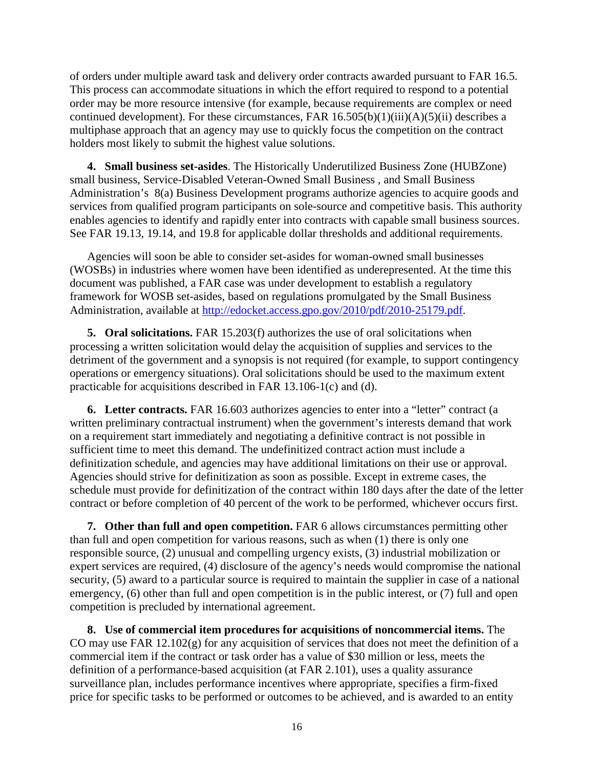of orders under multiple award task and delivery order contracts awarded pursuant to FAR 16.5. This process can accommodate situations in which the effort required to respond to a potential order may be more resource intensive (for example, because requirements are complex or need continued development). For these circumstances, FAR 16.505(b)(1)(iii)(A)(5)(ii) describes a multiphase approach that an agency may use to quickly focus the competition on the contract holders most likely to submit the highest value solutions.

**4. Small business set-asides**. The Historically Underutilized Business Zone (HUBZone) small business, Service-Disabled Veteran-Owned Small Business , and Small Business Administration's 8(a) Business Development programs authorize agencies to acquire goods and services from qualified program participants on sole-source and competitive basis. This authority enables agencies to identify and rapidly enter into contracts with capable small business sources. See FAR 19.13, 19.14, and 19.8 for applicable dollar thresholds and additional requirements.

Agencies will soon be able to consider set-asides for woman-owned small businesses (WOSBs) in industries where women have been identified as underepresented. At the time this document was published, a FAR case was under development to establish a regulatory framework for WOSB set-asides, based on regulations promulgated by the Small Business Administration, available at [http://edocket.access.gpo.gov/2010/pdf/2010-25179.pdf](http://edocket.access.gpo.gov/2010/pdf/2010-25179.pdf).

**5. Oral solicitations.** FAR 15.203(f) authorizes the use of oral solicitations when processing a written solicitation would delay the acquisition of supplies and services to the detriment of the government and a synopsis is not required (for example, to support contingency operations or emergency situations). Oral solicitations should be used to the maximum extent practicable for acquisitions described in FAR 13.106-1(c) and (d).

**6. Letter contracts.** FAR 16.603 authorizes agencies to enter into a "letter" contract (a written preliminary contractual instrument) when the government's interests demand that work on a requirement start immediately and negotiating a definitive contract is not possible in sufficient time to meet this demand. The undefinitized contract action must include a definitization schedule, and agencies may have additional limitations on their use or approval. Agencies should strive for definitization as soon as possible. Except in extreme cases, the schedule must provide for definitization of the contract within 180 days after the date of the letter contract or before completion of 40 percent of the work to be performed, whichever occurs first.

**7. Other than full and open competition.** FAR 6 allows circumstances permitting other than full and open competition for various reasons, such as when (1) there is only one responsible source, (2) unusual and compelling urgency exists, (3) industrial mobilization or expert services are required, (4) disclosure of the agency's needs would compromise the national security, (5) award to a particular source is required to maintain the supplier in case of a national emergency, (6) other than full and open competition is in the public interest, or (7) full and open competition is precluded by international agreement.

**8. Use of commercial item procedures for acquisitions of noncommercial items.** The CO may use FAR 12.102(g) for any acquisition of services that does not meet the definition of a commercial item if the contract or task order has a value of $30 million or less, meets the definition of a performance-based acquisition (at FAR 2.101), uses a quality assurance surveillance plan, includes performance incentives where appropriate, specifies a firm-fixed price for specific tasks to be performed or outcomes to be achieved, and is awarded to an entity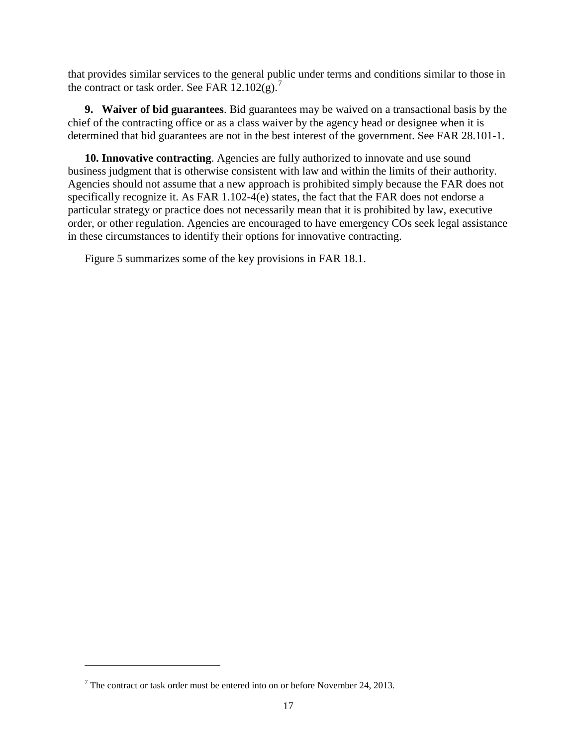that provides similar services to the general public under terms and conditions similar to those in the contract or task order. See FAR 12.102(g).[7]

**9. Waiver of bid guarantees**. Bid guarantees may be waived on a transactional basis by the chief of the contracting office or as a class waiver by the agency head or designee when it is determined that bid guarantees are not in the best interest of the government. See FAR 28.101-1.

**10. Innovative contracting**. Agencies are fully authorized to innovate and use sound business judgment that is otherwise consistent with law and within the limits of their authority. Agencies should not assume that a new approach is prohibited simply because the FAR does not specifically recognize it. As FAR 1.102-4(e) states, the fact that the FAR does not endorse a particular strategy or practice does not necessarily mean that it is prohibited by law, executive order, or other regulation. Agencies are encouraged to have emergency COs seek legal assistance in these circumstances to identify their options for innovative contracting.

Figure 5 summarizes some of the key provisions in FAR 18.1.

[7] The contract or task order must be entered into on or before November 24, 2013.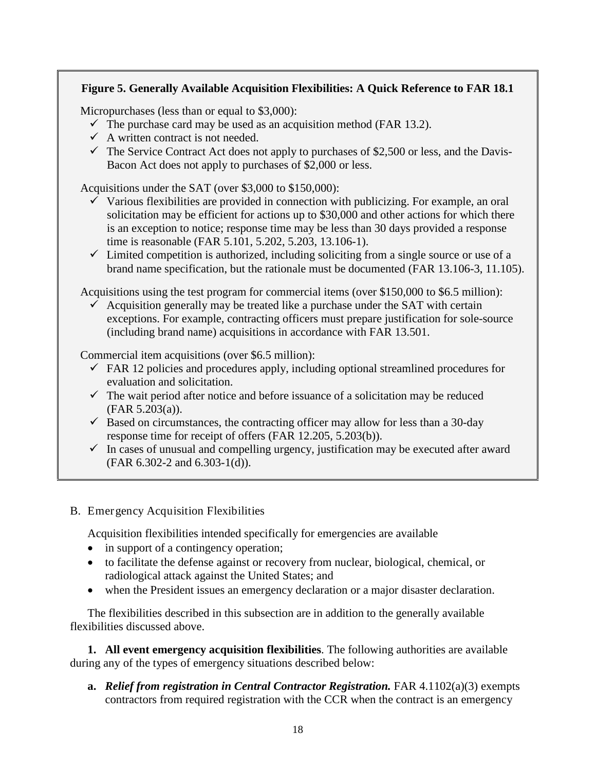**Figure 5. Generally Available Acquisition Flexibilities: A Quick Reference to FAR 18.1**

Micropurchases (less than or equal to $3,000):

- ✓ The purchase card may be used as an acquisition method (FAR 13.2).
- ✓ A written contract is not needed.
- ✓ The Service Contract Act does not apply to purchases of $2,500 or less, and the Davis-Bacon Act does not apply to purchases of $2,000 or less.

Acquisitions under the SAT (over $3,000 to $150,000):

- ✓ Various flexibilities are provided in connection with publicizing. For example, an oral solicitation may be efficient for actions up to $30,000 and other actions for which there is an exception to notice; response time may be less than 30 days provided a response time is reasonable (FAR 5.101, 5.202, 5.203, 13.106-1).
- ✓ Limited competition is authorized, including soliciting from a single source or use of a brand name specification, but the rationale must be documented (FAR 13.106-3, 11.105).

Acquisitions using the test program for commercial items (over $150,000 to $6.5 million):

- ✓ Acquisition generally may be treated like a purchase under the SAT with certain exceptions. For example, contracting officers must prepare justification for sole-source (including brand name) acquisitions in accordance with FAR 13.501.

Commercial item acquisitions (over $6.5 million):

- ✓ FAR 12 policies and procedures apply, including optional streamlined procedures for evaluation and solicitation.
- ✓ The wait period after notice and before issuance of a solicitation may be reduced (FAR 5.203(a)).
- ✓ Based on circumstances, the contracting officer may allow for less than a 30-day response time for receipt of offers (FAR 12.205, 5.203(b)).
- ✓ In cases of unusual and compelling urgency, justification may be executed after award (FAR 6.302-2 and 6.303-1(d)).

## B. Emergency Acquisition Flexibilities

Acquisition flexibilities intended specifically for emergencies are available

- in support of a contingency operation;
- to facilitate the defense against or recovery from nuclear, biological, chemical, or radiological attack against the United States; and
- when the President issues an emergency declaration or a major disaster declaration.

The flexibilities described in this subsection are in addition to the generally available flexibilities discussed above.

**1. All event emergency acquisition flexibilities**. The following authorities are available during any of the types of emergency situations described below:

**a.** ***Relief from registration in Central Contractor Registration.*** FAR 4.1102(a)(3) exempts contractors from required registration with the CCR when the contract is an emergency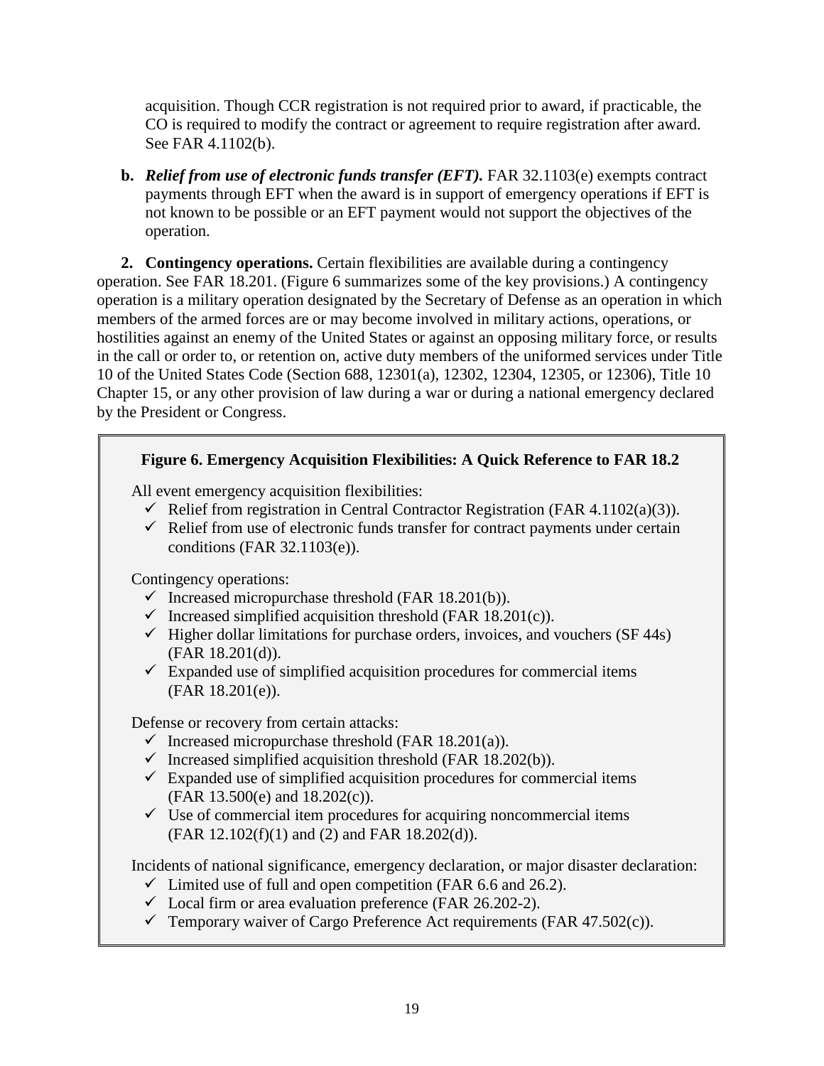acquisition. Though CCR registration is not required prior to award, if practicable, the CO is required to modify the contract or agreement to require registration after award. See FAR 4.1102(b).

**b.** ***Relief from use of electronic funds transfer (EFT).*** FAR 32.1103(e) exempts contract payments through EFT when the award is in support of emergency operations if EFT is not known to be possible or an EFT payment would not support the objectives of the operation.

**2. Contingency operations.** Certain flexibilities are available during a contingency operation. See FAR 18.201. (Figure 6 summarizes some of the key provisions.) A contingency operation is a military operation designated by the Secretary of Defense as an operation in which members of the armed forces are or may become involved in military actions, operations, or hostilities against an enemy of the United States or against an opposing military force, or results in the call or order to, or retention on, active duty members of the uniformed services under Title 10 of the United States Code (Section 688, 12301(a), 12302, 12304, 12305, or 12306), Title 10 Chapter 15, or any other provision of law during a war or during a national emergency declared by the President or Congress.

**Figure 6. Emergency Acquisition Flexibilities: A Quick Reference to FAR 18.2**

All event emergency acquisition flexibilities:

- ✓ Relief from registration in Central Contractor Registration (FAR 4.1102(a)(3)).
- ✓ Relief from use of electronic funds transfer for contract payments under certain conditions (FAR 32.1103(e)).

Contingency operations:

- ✓ Increased micropurchase threshold (FAR 18.201(b)).
- ✓ Increased simplified acquisition threshold (FAR 18.201(c)).
- ✓ Higher dollar limitations for purchase orders, invoices, and vouchers (SF 44s) (FAR 18.201(d)).
- ✓ Expanded use of simplified acquisition procedures for commercial items (FAR 18.201(e)).

Defense or recovery from certain attacks:

- ✓ Increased micropurchase threshold (FAR 18.201(a)).
- ✓ Increased simplified acquisition threshold (FAR 18.202(b)).
- ✓ Expanded use of simplified acquisition procedures for commercial items (FAR 13.500(e) and 18.202(c)).
- ✓ Use of commercial item procedures for acquiring noncommercial items (FAR 12.102(f)(1) and (2) and FAR 18.202(d)).

Incidents of national significance, emergency declaration, or major disaster declaration:

- ✓ Limited use of full and open competition (FAR 6.6 and 26.2).
- ✓ Local firm or area evaluation preference (FAR 26.202-2).
- ✓ Temporary waiver of Cargo Preference Act requirements (FAR 47.502(c)).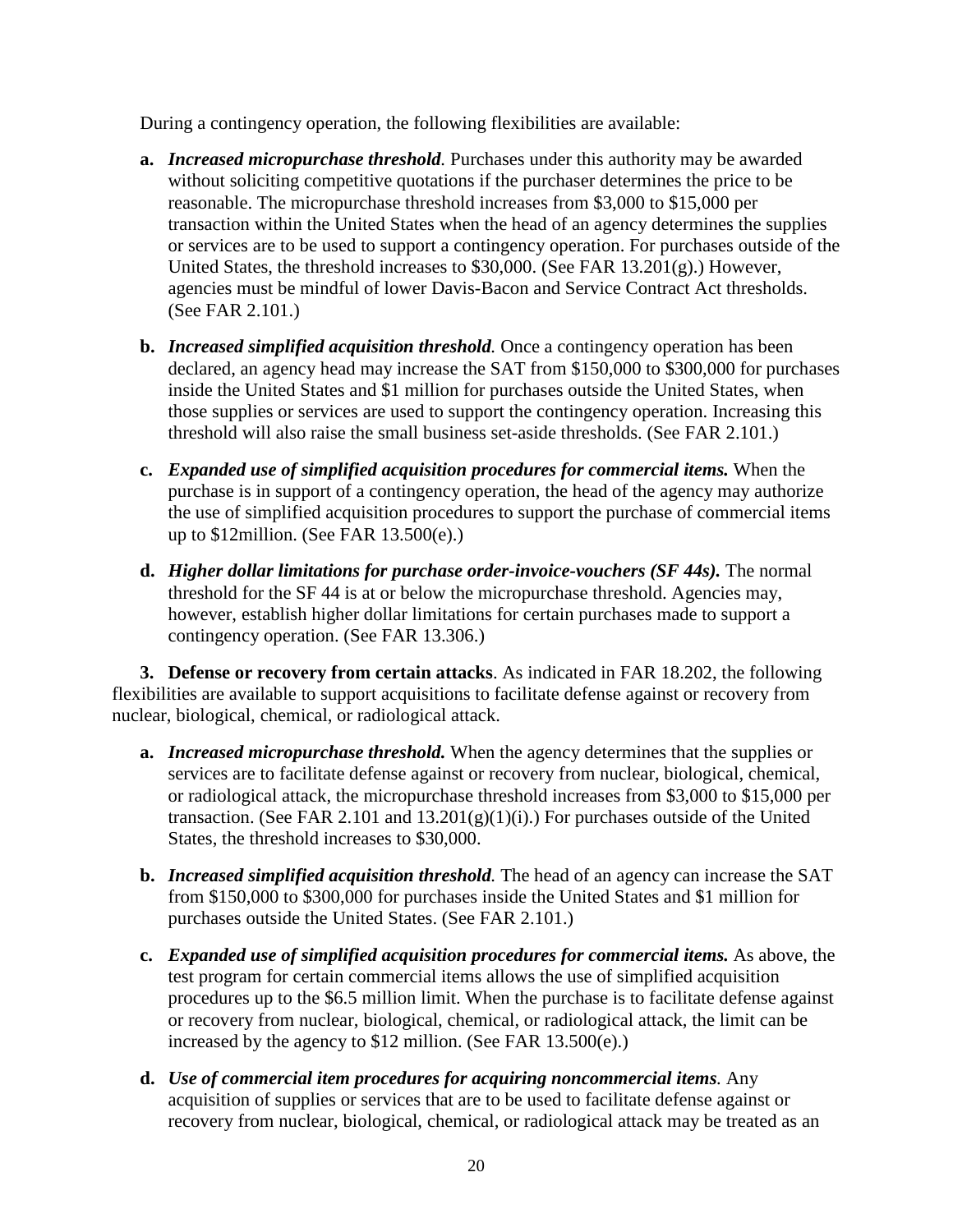During a contingency operation, the following flexibilities are available:

- **a.** ***Increased micropurchase threshold.*** Purchases under this authority may be awarded without soliciting competitive quotations if the purchaser determines the price to be reasonable. The micropurchase threshold increases from $3,000 to $15,000 per transaction within the United States when the head of an agency determines the supplies or services are to be used to support a contingency operation. For purchases outside of the United States, the threshold increases to $30,000. (See FAR 13.201(g).) However, agencies must be mindful of lower Davis-Bacon and Service Contract Act thresholds. (See FAR 2.101.)

- **b.** ***Increased simplified acquisition threshold.*** Once a contingency operation has been declared, an agency head may increase the SAT from $150,000 to $300,000 for purchases inside the United States and $1 million for purchases outside the United States, when those supplies or services are used to support the contingency operation. Increasing this threshold will also raise the small business set-aside thresholds. (See FAR 2.101.)

- **c.** ***Expanded use of simplified acquisition procedures for commercial items.*** When the purchase is in support of a contingency operation, the head of the agency may authorize the use of simplified acquisition procedures to support the purchase of commercial items up to $12million. (See FAR 13.500(e).)

- **d.** ***Higher dollar limitations for purchase order-invoice-vouchers (SF 44s).*** The normal threshold for the SF 44 is at or below the micropurchase threshold. Agencies may, however, establish higher dollar limitations for certain purchases made to support a contingency operation. (See FAR 13.306.)

**3. Defense or recovery from certain attacks**. As indicated in FAR 18.202, the following flexibilities are available to support acquisitions to facilitate defense against or recovery from nuclear, biological, chemical, or radiological attack.

- **a.** ***Increased micropurchase threshold.*** When the agency determines that the supplies or services are to facilitate defense against or recovery from nuclear, biological, chemical, or radiological attack, the micropurchase threshold increases from $3,000 to $15,000 per transaction. (See FAR 2.101 and 13.201(g)(1)(i).) For purchases outside of the United States, the threshold increases to $30,000.

- **b.** ***Increased simplified acquisition threshold.*** The head of an agency can increase the SAT from $150,000 to $300,000 for purchases inside the United States and $1 million for purchases outside the United States. (See FAR 2.101.)

- **c.** ***Expanded use of simplified acquisition procedures for commercial items.*** As above, the test program for certain commercial items allows the use of simplified acquisition procedures up to the $6.5 million limit. When the purchase is to facilitate defense against or recovery from nuclear, biological, chemical, or radiological attack, the limit can be increased by the agency to $12 million. (See FAR 13.500(e).)

- **d.** ***Use of commercial item procedures for acquiring noncommercial items.*** Any acquisition of supplies or services that are to be used to facilitate defense against or recovery from nuclear, biological, chemical, or radiological attack may be treated as an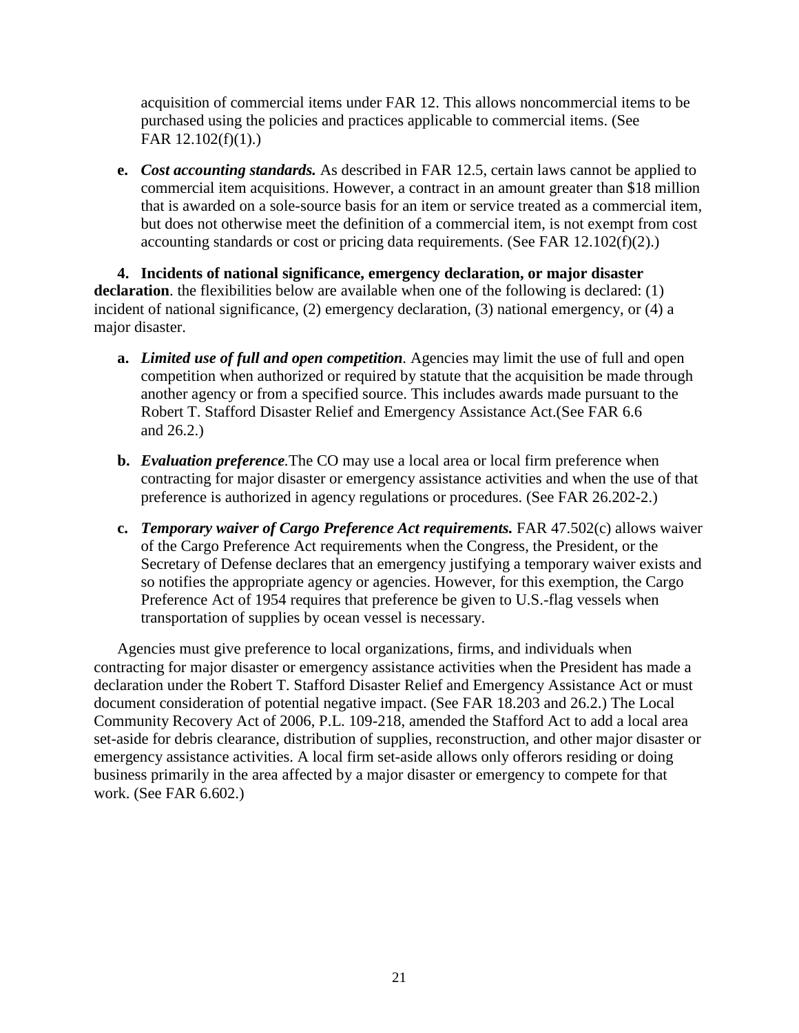acquisition of commercial items under FAR 12. This allows noncommercial items to be purchased using the policies and practices applicable to commercial items. (See FAR 12.102(f)(1).)

**e.** ***Cost accounting standards.*** As described in FAR 12.5, certain laws cannot be applied to commercial item acquisitions. However, a contract in an amount greater than $18 million that is awarded on a sole-source basis for an item or service treated as a commercial item, but does not otherwise meet the definition of a commercial item, is not exempt from cost accounting standards or cost or pricing data requirements. (See FAR 12.102(f)(2).)

**4. Incidents of national significance, emergency declaration, or major disaster declaration**. the flexibilities below are available when one of the following is declared: (1) incident of national significance, (2) emergency declaration, (3) national emergency, or (4) a major disaster.

**a.** ***Limited use of full and open competition.*** Agencies may limit the use of full and open competition when authorized or required by statute that the acquisition be made through another agency or from a specified source. This includes awards made pursuant to the Robert T. Stafford Disaster Relief and Emergency Assistance Act.(See FAR 6.6 and 26.2.)

**b.** ***Evaluation preference.***The CO may use a local area or local firm preference when contracting for major disaster or emergency assistance activities and when the use of that preference is authorized in agency regulations or procedures. (See FAR 26.202-2.)

**c.** ***Temporary waiver of Cargo Preference Act requirements.*** FAR 47.502(c) allows waiver of the Cargo Preference Act requirements when the Congress, the President, or the Secretary of Defense declares that an emergency justifying a temporary waiver exists and so notifies the appropriate agency or agencies. However, for this exemption, the Cargo Preference Act of 1954 requires that preference be given to U.S.-flag vessels when transportation of supplies by ocean vessel is necessary.

Agencies must give preference to local organizations, firms, and individuals when contracting for major disaster or emergency assistance activities when the President has made a declaration under the Robert T. Stafford Disaster Relief and Emergency Assistance Act or must document consideration of potential negative impact. (See FAR 18.203 and 26.2.) The Local Community Recovery Act of 2006, P.L. 109-218, amended the Stafford Act to add a local area set-aside for debris clearance, distribution of supplies, reconstruction, and other major disaster or emergency assistance activities. A local firm set-aside allows only offerors residing or doing business primarily in the area affected by a major disaster or emergency to compete for that work. (See FAR 6.602.)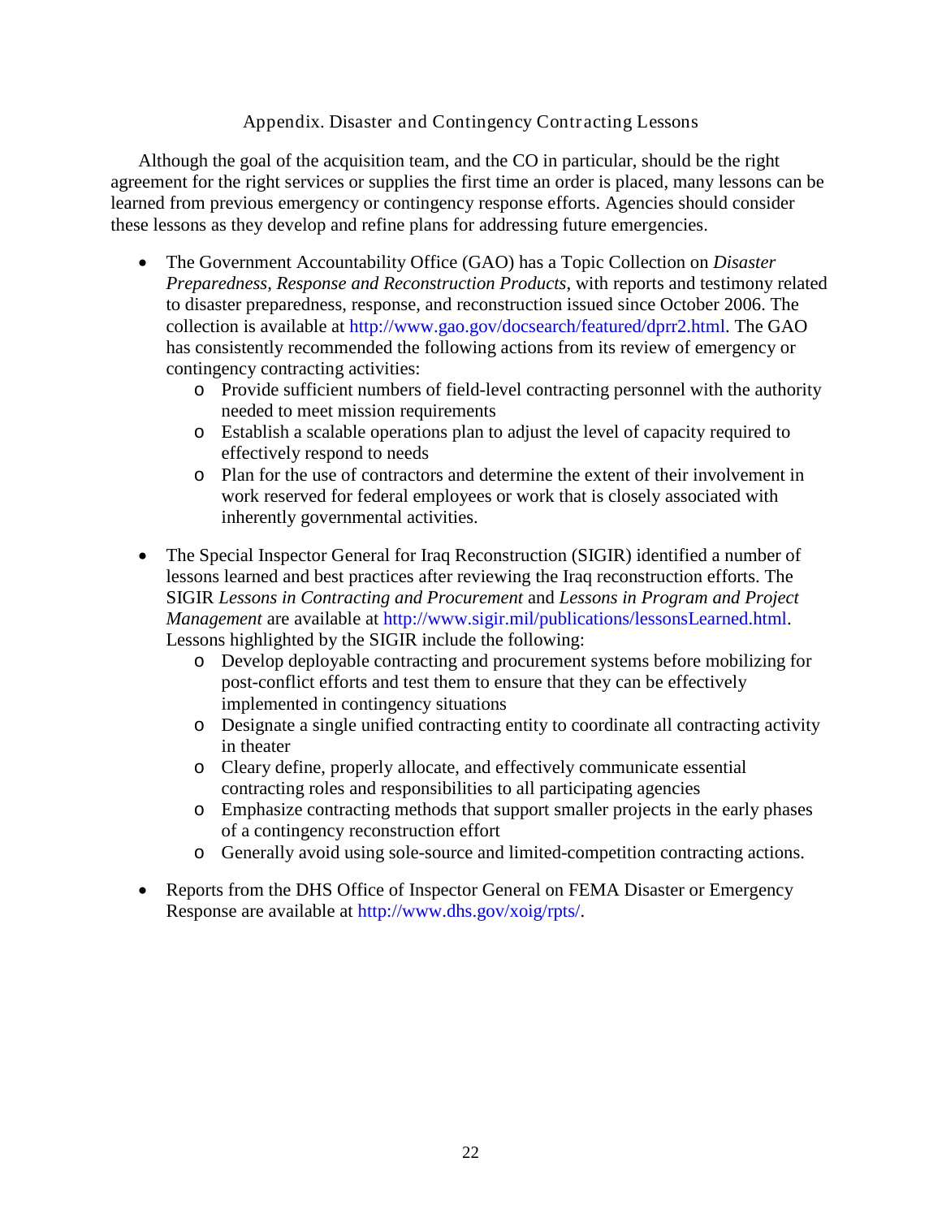## Appendix. Disaster and Contingency Contracting Lessons

Although the goal of the acquisition team, and the CO in particular, should be the right agreement for the right services or supplies the first time an order is placed, many lessons can be learned from previous emergency or contingency response efforts. Agencies should consider these lessons as they develop and refine plans for addressing future emergencies.

- The Government Accountability Office (GAO) has a Topic Collection on *Disaster Preparedness, Response and Reconstruction Products*, with reports and testimony related to disaster preparedness, response, and reconstruction issued since October 2006. The collection is available at http://www.gao.gov/docsearch/featured/dprr2.html. The GAO has consistently recommended the following actions from its review of emergency or contingency contracting activities:
    - Provide sufficient numbers of field-level contracting personnel with the authority needed to meet mission requirements
    - Establish a scalable operations plan to adjust the level of capacity required to effectively respond to needs
    - Plan for the use of contractors and determine the extent of their involvement in work reserved for federal employees or work that is closely associated with inherently governmental activities.

- The Special Inspector General for Iraq Reconstruction (SIGIR) identified a number of lessons learned and best practices after reviewing the Iraq reconstruction efforts. The SIGIR *Lessons in Contracting and Procurement* and *Lessons in Program and Project Management* are available at http://www.sigir.mil/publications/lessonsLearned.html. Lessons highlighted by the SIGIR include the following:
    - Develop deployable contracting and procurement systems before mobilizing for post-conflict efforts and test them to ensure that they can be effectively implemented in contingency situations
    - Designate a single unified contracting entity to coordinate all contracting activity in theater
    - Cleary define, properly allocate, and effectively communicate essential contracting roles and responsibilities to all participating agencies
    - Emphasize contracting methods that support smaller projects in the early phases of a contingency reconstruction effort
    - Generally avoid using sole-source and limited-competition contracting actions.

- Reports from the DHS Office of Inspector General on FEMA Disaster or Emergency Response are available at http://www.dhs.gov/xoig/rpts/.